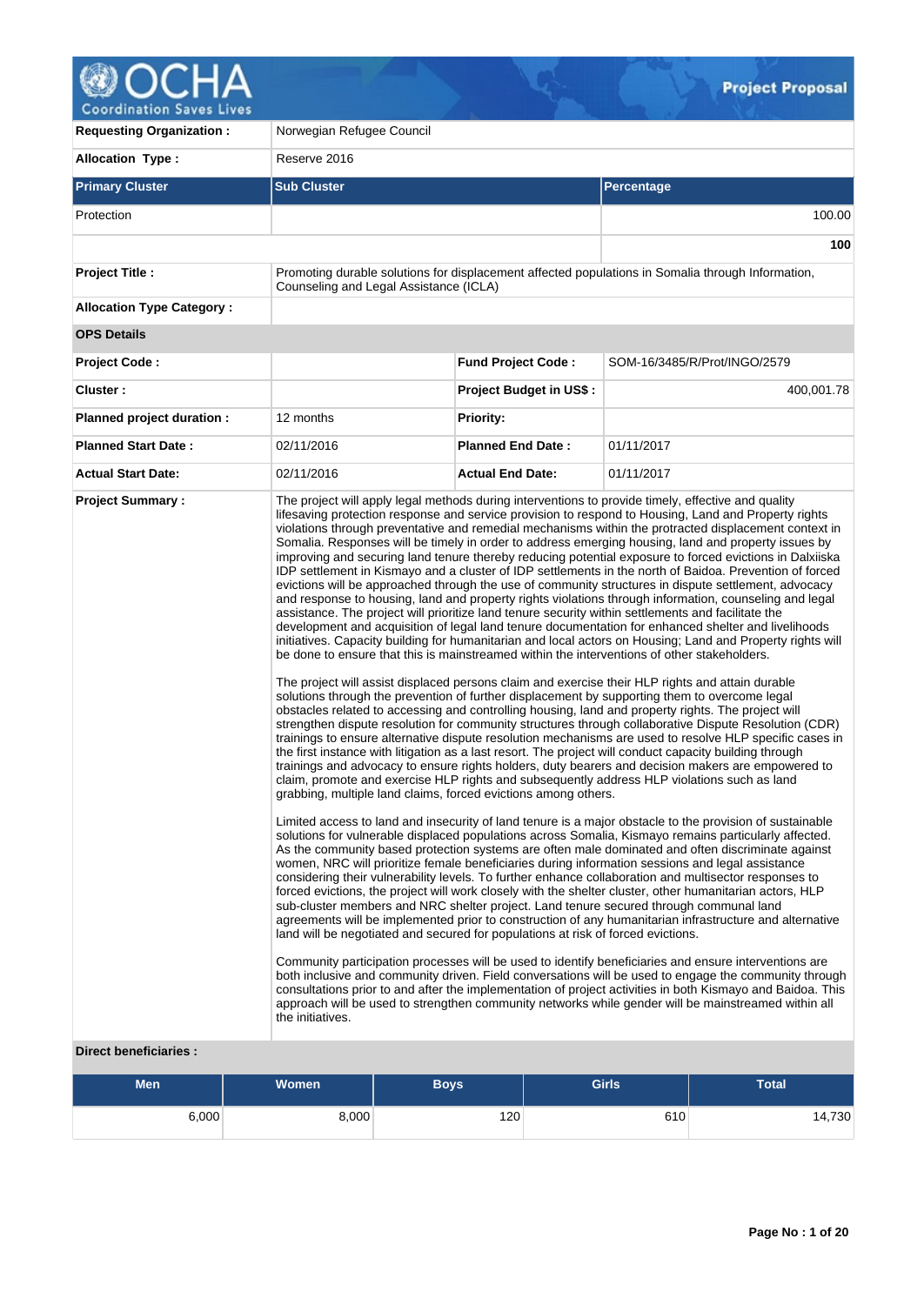# Project Proposal

| | | | |
|---|---|---|---|
| **Requesting Organization :** | Norwegian Refugee Council | | |
| **Allocation Type :** | Reserve 2016 | | |

| Primary Cluster | Sub Cluster | Percentage |
|---|---|---|
| Protection | | 100.00 |
| | | **100** |

| | |
|---|---|
| **Project Title :** | Promoting durable solutions for displacement affected populations in Somalia through Information, Counseling and Legal Assistance (ICLA) |
| **Allocation Type Category :** | |

**OPS Details**

| | | | |
|---|---|---|---|
| **Project Code :** | | **Fund Project Code :** | SOM-16/3485/R/Prot/INGO/2579 |
| **Cluster :** | | **Project Budget in US$ :** | 400,001.78 |
| **Planned project duration :** | 12 months | **Priority:** | |
| **Planned Start Date :** | 02/11/2016 | **Planned End Date :** | 01/11/2017 |
| **Actual Start Date:** | 02/11/2016 | **Actual End Date:** | 01/11/2017 |

**Project Summary :**

The project will apply legal methods during interventions to provide timely, effective and quality lifesaving protection response and service provision to respond to Housing, Land and Property rights violations through preventative and remedial mechanisms within the protracted displacement context in Somalia. Responses will be timely in order to address emerging housing, land and property issues by improving and securing land tenure thereby reducing potential exposure to forced evictions in Dalxiiska IDP settlement in Kismayo and a cluster of IDP settlements in the north of Baidoa. Prevention of forced evictions will be approached through the use of community structures in dispute settlement, advocacy and response to housing, land and property rights violations through information, counseling and legal assistance. The project will prioritize land tenure security within settlements and facilitate the development and acquisition of legal land tenure documentation for enhanced shelter and livelihoods initiatives. Capacity building for humanitarian and local actors on Housing; Land and Property rights will be done to ensure that this is mainstreamed within the interventions of other stakeholders.

The project will assist displaced persons claim and exercise their HLP rights and attain durable solutions through the prevention of further displacement by supporting them to overcome legal obstacles related to accessing and controlling housing, land and property rights. The project will strengthen dispute resolution for community structures through collaborative Dispute Resolution (CDR) trainings to ensure alternative dispute resolution mechanisms are used to resolve HLP specific cases in the first instance with litigation as a last resort. The project will conduct capacity building through trainings and advocacy to ensure rights holders, duty bearers and decision makers are empowered to claim, promote and exercise HLP rights and subsequently address HLP violations such as land grabbing, multiple land claims, forced evictions among others.

Limited access to land and insecurity of land tenure is a major obstacle to the provision of sustainable solutions for vulnerable displaced populations across Somalia, Kismayo remains particularly affected. As the community based protection systems are often male dominated and often discriminate against women, NRC will prioritize female beneficiaries during information sessions and legal assistance considering their vulnerability levels. To further enhance collaboration and multisector responses to forced evictions, the project will work closely with the shelter cluster, other humanitarian actors, HLP sub-cluster members and NRC shelter project. Land tenure secured through communal land agreements will be implemented prior to construction of any humanitarian infrastructure and alternative land will be negotiated and secured for populations at risk of forced evictions.

Community participation processes will be used to identify beneficiaries and ensure interventions are both inclusive and community driven. Field conversations will be used to engage the community through consultations prior to and after the implementation of project activities in both Kismayo and Baidoa. This approach will be used to strengthen community networks while gender will be mainstreamed within all the initiatives.

**Direct beneficiaries :**

| Men | Women | Boys | Girls | Total |
|---|---|---|---|---|
| 6,000 | 8,000 | 120 | 610 | 14,730 |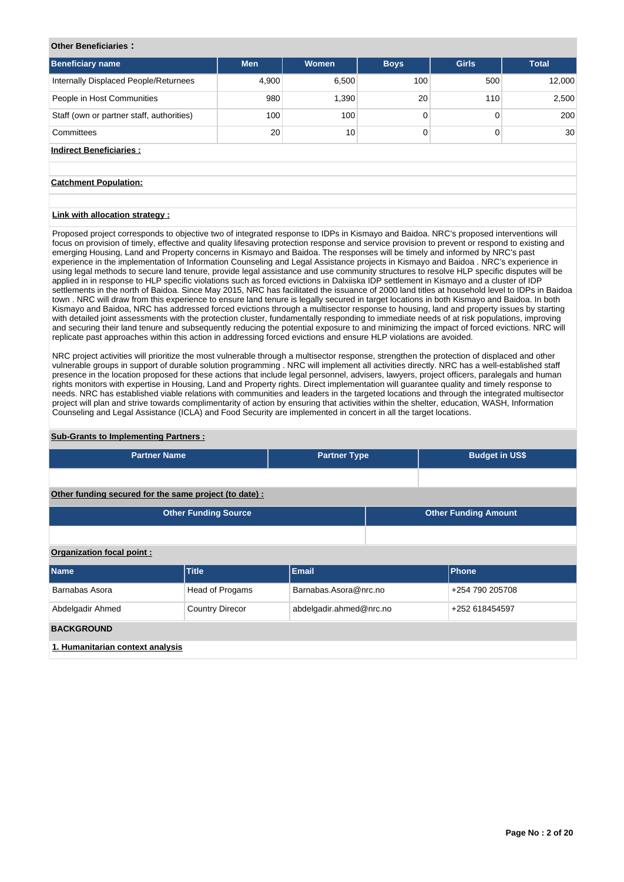**Other Beneficiaries :**

| Beneficiary name | Men | Women | Boys | Girls | Total |
|---|---|---|---|---|---|
| Internally Displaced People/Returnees | 4,900 | 6,500 | 100 | 500 | 12,000 |
| People in Host Communities | 980 | 1,390 | 20 | 110 | 2,500 |
| Staff (own or partner staff, authorities) | 100 | 100 | 0 | 0 | 200 |
| Committees | 20 | 10 | 0 | 0 | 30 |

**Indirect Beneficiaries :**

**Catchment Population:**

**Link with allocation strategy :**

Proposed project corresponds to objective two of integrated response to IDPs in Kismayo and Baidoa. NRC's proposed interventions will focus on provision of timely, effective and quality lifesaving protection response and service provision to prevent or respond to existing and emerging Housing, Land and Property concerns in Kismayo and Baidoa. The responses will be timely and informed by NRC's past experience in the implementation of Information Counseling and Legal Assistance projects in Kismayo and Baidoa . NRC's experience in using legal methods to secure land tenure, provide legal assistance and use community structures to resolve HLP specific disputes will be applied in in response to HLP specific violations such as forced evictions in Dalxiiska IDP settlement in Kismayo and a cluster of IDP settlements in the north of Baidoa. Since May 2015, NRC has facilitated the issuance of 2000 land titles at household level to IDPs in Baidoa town . NRC will draw from this experience to ensure land tenure is legally secured in target locations in both Kismayo and Baidoa. In both Kismayo and Baidoa, NRC has addressed forced evictions through a multisector response to housing, land and property issues by starting with detailed joint assessments with the protection cluster, fundamentally responding to immediate needs of at risk populations, improving and securing their land tenure and subsequently reducing the potential exposure to and minimizing the impact of forced evictions. NRC will replicate past approaches within this action in addressing forced evictions and ensure HLP violations are avoided.

NRC project activities will prioritize the most vulnerable through a multisector response, strengthen the protection of displaced and other vulnerable groups in support of durable solution programming . NRC will implement all activities directly. NRC has a well-established staff presence in the location proposed for these actions that include legal personnel, advisers, lawyers, project officers, paralegals and human rights monitors with expertise in Housing, Land and Property rights. Direct implementation will guarantee quality and timely response to needs. NRC has established viable relations with communities and leaders in the targeted locations and through the integrated multisector project will plan and strive towards complimentarity of action by ensuring that activities within the shelter, education, WASH, Information Counseling and Legal Assistance (ICLA) and Food Security are implemented in concert in all the target locations.

**Sub-Grants to Implementing Partners :**

| Partner Name | Partner Type | Budget in US$ |
|---|---|---|
| | | |

**Other funding secured for the same project (to date) :**

| Other Funding Source | Other Funding Amount |
|---|---|
| | |

**Organization focal point :**

| Name | Title | Email | Phone |
|---|---|---|---|
| Barnabas Asora | Head of Progams | Barnabas.Asora@nrc.no | +254 790 205708 |
| Abdelgadir Ahmed | Country Direcor | abdelgadir.ahmed@nrc.no | +252 618454597 |

**BACKGROUND**

**1. Humanitarian context analysis**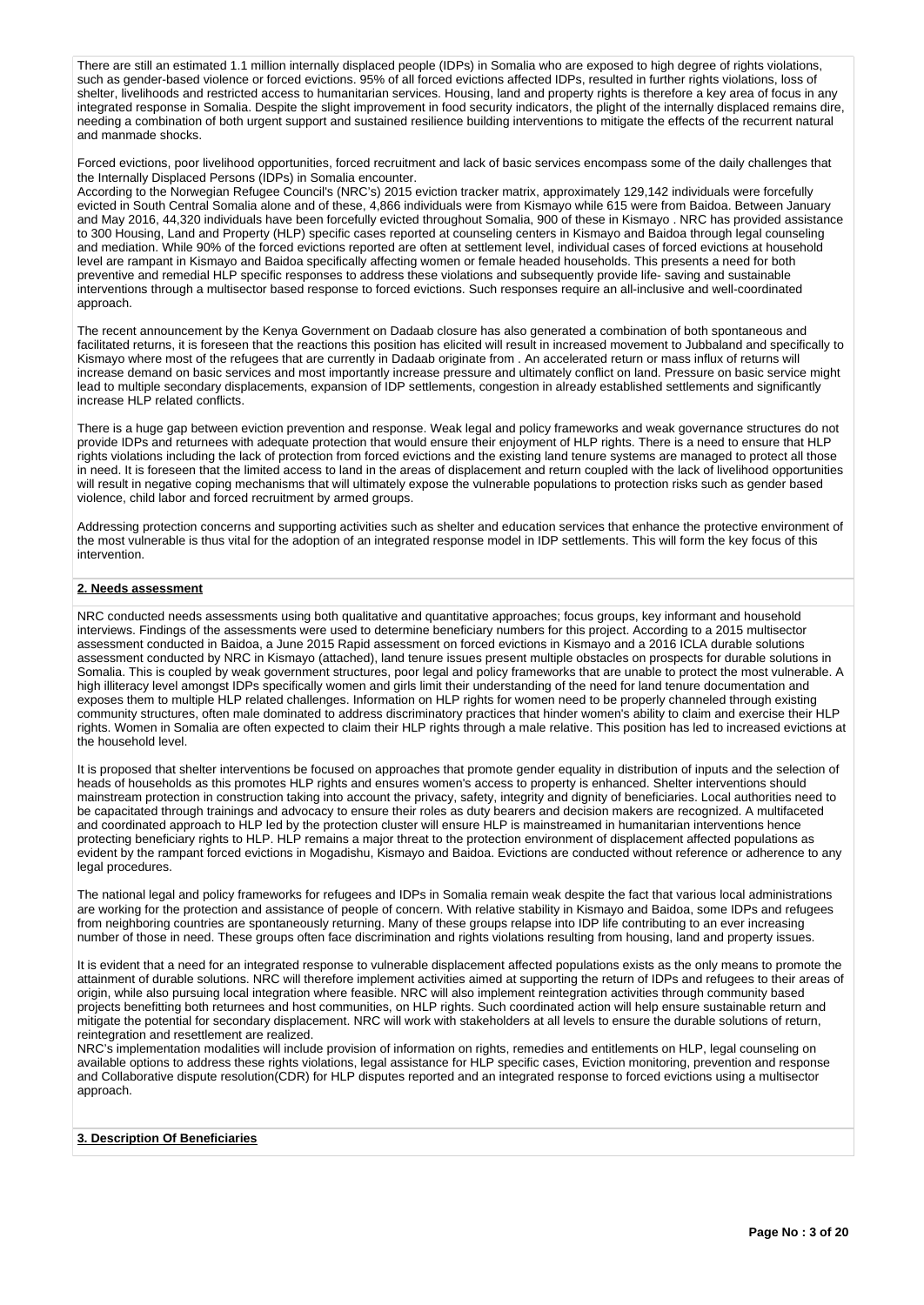There are still an estimated 1.1 million internally displaced people (IDPs) in Somalia who are exposed to high degree of rights violations, such as gender-based violence or forced evictions. 95% of all forced evictions affected IDPs, resulted in further rights violations, loss of shelter, livelihoods and restricted access to humanitarian services. Housing, land and property rights is therefore a key area of focus in any integrated response in Somalia. Despite the slight improvement in food security indicators, the plight of the internally displaced remains dire, needing a combination of both urgent support and sustained resilience building interventions to mitigate the effects of the recurrent natural and manmade shocks.

Forced evictions, poor livelihood opportunities, forced recruitment and lack of basic services encompass some of the daily challenges that the Internally Displaced Persons (IDPs) in Somalia encounter.
According to the Norwegian Refugee Council's (NRC's) 2015 eviction tracker matrix, approximately 129,142 individuals were forcefully evicted in South Central Somalia alone and of these, 4,866 individuals were from Kismayo while 615 were from Baidoa. Between January and May 2016, 44,320 individuals have been forcefully evicted throughout Somalia, 900 of these in Kismayo . NRC has provided assistance to 300 Housing, Land and Property (HLP) specific cases reported at counseling centers in Kismayo and Baidoa through legal counseling and mediation. While 90% of the forced evictions reported are often at settlement level, individual cases of forced evictions at household level are rampant in Kismayo and Baidoa specifically affecting women or female headed households. This presents a need for both preventive and remedial HLP specific responses to address these violations and subsequently provide life- saving and sustainable interventions through a multisector based response to forced evictions. Such responses require an all-inclusive and well-coordinated approach.

The recent announcement by the Kenya Government on Dadaab closure has also generated a combination of both spontaneous and facilitated returns, it is foreseen that the reactions this position has elicited will result in increased movement to Jubbaland and specifically to Kismayo where most of the refugees that are currently in Dadaab originate from . An accelerated return or mass influx of returns will increase demand on basic services and most importantly increase pressure and ultimately conflict on land. Pressure on basic service might lead to multiple secondary displacements, expansion of IDP settlements, congestion in already established settlements and significantly increase HLP related conflicts.

There is a huge gap between eviction prevention and response. Weak legal and policy frameworks and weak governance structures do not provide IDPs and returnees with adequate protection that would ensure their enjoyment of HLP rights. There is a need to ensure that HLP rights violations including the lack of protection from forced evictions and the existing land tenure systems are managed to protect all those in need. It is foreseen that the limited access to land in the areas of displacement and return coupled with the lack of livelihood opportunities will result in negative coping mechanisms that will ultimately expose the vulnerable populations to protection risks such as gender based violence, child labor and forced recruitment by armed groups.

Addressing protection concerns and supporting activities such as shelter and education services that enhance the protective environment of the most vulnerable is thus vital for the adoption of an integrated response model in IDP settlements. This will form the key focus of this intervention.

**2. Needs assessment**

NRC conducted needs assessments using both qualitative and quantitative approaches; focus groups, key informant and household interviews. Findings of the assessments were used to determine beneficiary numbers for this project. According to a 2015 multisector assessment conducted in Baidoa, a June 2015 Rapid assessment on forced evictions in Kismayo and a 2016 ICLA durable solutions assessment conducted by NRC in Kismayo (attached), land tenure issues present multiple obstacles on prospects for durable solutions in Somalia. This is coupled by weak government structures, poor legal and policy frameworks that are unable to protect the most vulnerable. A high illiteracy level amongst IDPs specifically women and girls limit their understanding of the need for land tenure documentation and exposes them to multiple HLP related challenges. Information on HLP rights for women need to be properly channeled through existing community structures, often male dominated to address discriminatory practices that hinder women's ability to claim and exercise their HLP rights. Women in Somalia are often expected to claim their HLP rights through a male relative. This position has led to increased evictions at the household level.

It is proposed that shelter interventions be focused on approaches that promote gender equality in distribution of inputs and the selection of heads of households as this promotes HLP rights and ensures women's access to property is enhanced. Shelter interventions should mainstream protection in construction taking into account the privacy, safety, integrity and dignity of beneficiaries. Local authorities need to be capacitated through trainings and advocacy to ensure their roles as duty bearers and decision makers are recognized. A multifaceted and coordinated approach to HLP led by the protection cluster will ensure HLP is mainstreamed in humanitarian interventions hence protecting beneficiary rights to HLP. HLP remains a major threat to the protection environment of displacement affected populations as evident by the rampant forced evictions in Mogadishu, Kismayo and Baidoa. Evictions are conducted without reference or adherence to any legal procedures.

The national legal and policy frameworks for refugees and IDPs in Somalia remain weak despite the fact that various local administrations are working for the protection and assistance of people of concern. With relative stability in Kismayo and Baidoa, some IDPs and refugees from neighboring countries are spontaneously returning. Many of these groups relapse into IDP life contributing to an ever increasing number of those in need. These groups often face discrimination and rights violations resulting from housing, land and property issues.

It is evident that a need for an integrated response to vulnerable displacement affected populations exists as the only means to promote the attainment of durable solutions. NRC will therefore implement activities aimed at supporting the return of IDPs and refugees to their areas of origin, while also pursuing local integration where feasible. NRC will also implement reintegration activities through community based projects benefitting both returnees and host communities, on HLP rights. Such coordinated action will help ensure sustainable return and mitigate the potential for secondary displacement. NRC will work with stakeholders at all levels to ensure the durable solutions of return, reintegration and resettlement are realized.
NRC's implementation modalities will include provision of information on rights, remedies and entitlements on HLP, legal counseling on available options to address these rights violations, legal assistance for HLP specific cases, Eviction monitoring, prevention and response and Collaborative dispute resolution(CDR) for HLP disputes reported and an integrated response to forced evictions using a multisector approach.

**3. Description Of Beneficiaries**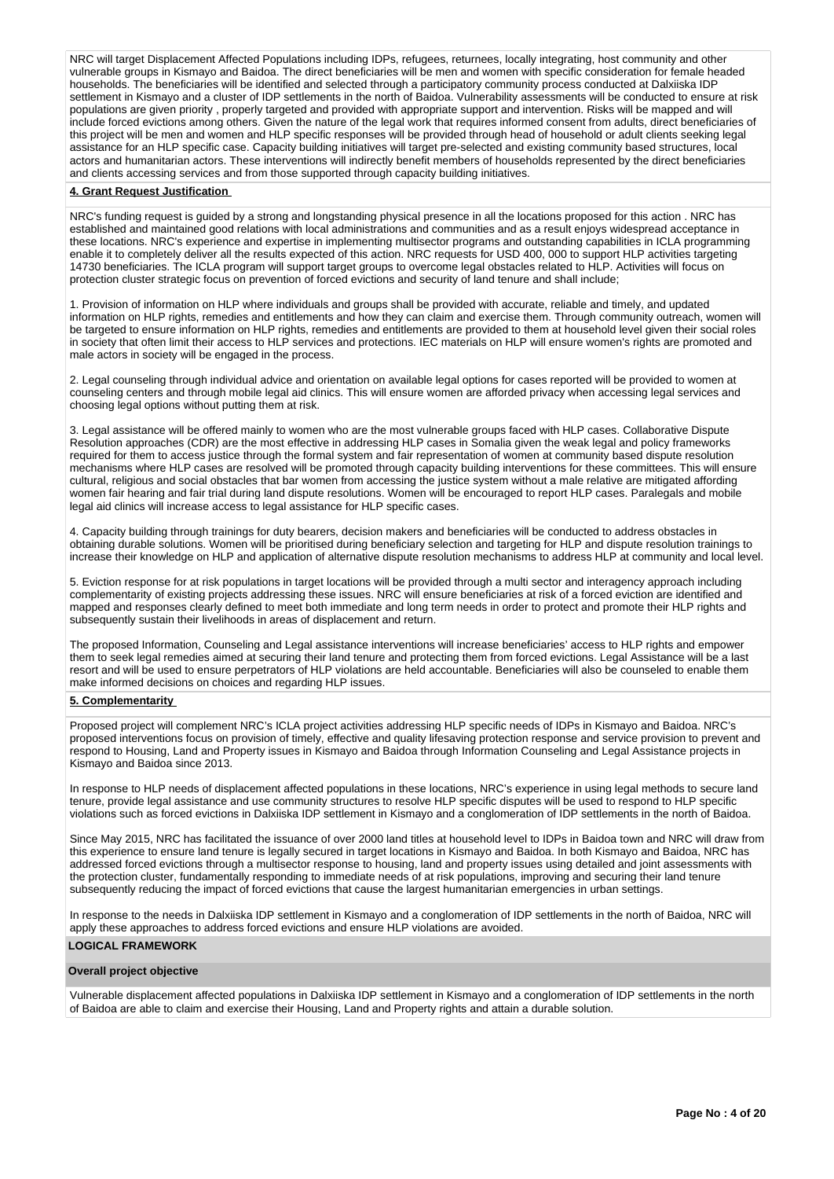NRC will target Displacement Affected Populations including IDPs, refugees, returnees, locally integrating, host community and other vulnerable groups in Kismayo and Baidoa. The direct beneficiaries will be men and women with specific consideration for female headed households. The beneficiaries will be identified and selected through a participatory community process conducted at Dalxiiska IDP settlement in Kismayo and a cluster of IDP settlements in the north of Baidoa. Vulnerability assessments will be conducted to ensure at risk populations are given priority , properly targeted and provided with appropriate support and intervention. Risks will be mapped and will include forced evictions among others. Given the nature of the legal work that requires informed consent from adults, direct beneficiaries of this project will be men and women and HLP specific responses will be provided through head of household or adult clients seeking legal assistance for an HLP specific case. Capacity building initiatives will target pre-selected and existing community based structures, local actors and humanitarian actors. These interventions will indirectly benefit members of households represented by the direct beneficiaries and clients accessing services and from those supported through capacity building initiatives.

**4. Grant Request Justification**

NRC's funding request is guided by a strong and longstanding physical presence in all the locations proposed for this action . NRC has established and maintained good relations with local administrations and communities and as a result enjoys widespread acceptance in these locations. NRC's experience and expertise in implementing multisector programs and outstanding capabilities in ICLA programming enable it to completely deliver all the results expected of this action. NRC requests for USD 400, 000 to support HLP activities targeting 14730 beneficiaries. The ICLA program will support target groups to overcome legal obstacles related to HLP. Activities will focus on protection cluster strategic focus on prevention of forced evictions and security of land tenure and shall include;

1. Provision of information on HLP where individuals and groups shall be provided with accurate, reliable and timely, and updated information on HLP rights, remedies and entitlements and how they can claim and exercise them. Through community outreach, women will be targeted to ensure information on HLP rights, remedies and entitlements are provided to them at household level given their social roles in society that often limit their access to HLP services and protections. IEC materials on HLP will ensure women's rights are promoted and male actors in society will be engaged in the process.

2. Legal counseling through individual advice and orientation on available legal options for cases reported will be provided to women at counseling centers and through mobile legal aid clinics. This will ensure women are afforded privacy when accessing legal services and choosing legal options without putting them at risk.

3. Legal assistance will be offered mainly to women who are the most vulnerable groups faced with HLP cases. Collaborative Dispute Resolution approaches (CDR) are the most effective in addressing HLP cases in Somalia given the weak legal and policy frameworks required for them to access justice through the formal system and fair representation of women at community based dispute resolution mechanisms where HLP cases are resolved will be promoted through capacity building interventions for these committees. This will ensure cultural, religious and social obstacles that bar women from accessing the justice system without a male relative are mitigated affording women fair hearing and fair trial during land dispute resolutions. Women will be encouraged to report HLP cases. Paralegals and mobile legal aid clinics will increase access to legal assistance for HLP specific cases.

4. Capacity building through trainings for duty bearers, decision makers and beneficiaries will be conducted to address obstacles in obtaining durable solutions. Women will be prioritised during beneficiary selection and targeting for HLP and dispute resolution trainings to increase their knowledge on HLP and application of alternative dispute resolution mechanisms to address HLP at community and local level.

5. Eviction response for at risk populations in target locations will be provided through a multi sector and interagency approach including complementarity of existing projects addressing these issues. NRC will ensure beneficiaries at risk of a forced eviction are identified and mapped and responses clearly defined to meet both immediate and long term needs in order to protect and promote their HLP rights and subsequently sustain their livelihoods in areas of displacement and return.

The proposed Information, Counseling and Legal assistance interventions will increase beneficiaries' access to HLP rights and empower them to seek legal remedies aimed at securing their land tenure and protecting them from forced evictions. Legal Assistance will be a last resort and will be used to ensure perpetrators of HLP violations are held accountable. Beneficiaries will also be counseled to enable them make informed decisions on choices and regarding HLP issues.

**5. Complementarity**

Proposed project will complement NRC's ICLA project activities addressing HLP specific needs of IDPs in Kismayo and Baidoa. NRC's proposed interventions focus on provision of timely, effective and quality lifesaving protection response and service provision to prevent and respond to Housing, Land and Property issues in Kismayo and Baidoa through Information Counseling and Legal Assistance projects in Kismayo and Baidoa since 2013.

In response to HLP needs of displacement affected populations in these locations, NRC's experience in using legal methods to secure land tenure, provide legal assistance and use community structures to resolve HLP specific disputes will be used to respond to HLP specific violations such as forced evictions in Dalxiiska IDP settlement in Kismayo and a conglomeration of IDP settlements in the north of Baidoa.

Since May 2015, NRC has facilitated the issuance of over 2000 land titles at household level to IDPs in Baidoa town and NRC will draw from this experience to ensure land tenure is legally secured in target locations in Kismayo and Baidoa. In both Kismayo and Baidoa, NRC has addressed forced evictions through a multisector response to housing, land and property issues using detailed and joint assessments with the protection cluster, fundamentally responding to immediate needs of at risk populations, improving and securing their land tenure subsequently reducing the impact of forced evictions that cause the largest humanitarian emergencies in urban settings.

In response to the needs in Dalxiiska IDP settlement in Kismayo and a conglomeration of IDP settlements in the north of Baidoa, NRC will apply these approaches to address forced evictions and ensure HLP violations are avoided.

**LOGICAL FRAMEWORK**

**Overall project objective**

Vulnerable displacement affected populations in Dalxiiska IDP settlement in Kismayo and a conglomeration of IDP settlements in the north of Baidoa are able to claim and exercise their Housing, Land and Property rights and attain a durable solution.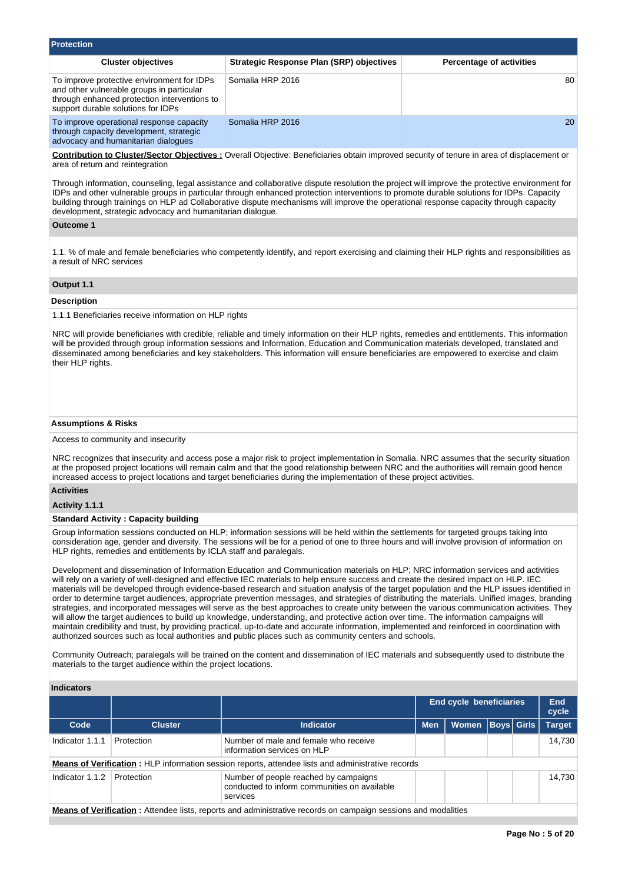## Protection

| Cluster objectives | Strategic Response Plan (SRP) objectives | Percentage of activities |
|---|---|---|
| To improve protective environment for IDPs and other vulnerable groups in particular through enhanced protection interventions to support durable solutions for IDPs | Somalia HRP 2016 | 80 |
| To improve operational response capacity through capacity development, strategic advocacy and humanitarian dialogues | Somalia HRP 2016 | 20 |

**Contribution to Cluster/Sector Objectives :** Overall Objective: Beneficiaries obtain improved security of tenure in area of displacement or area of return and reintegration

Through information, counseling, legal assistance and collaborative dispute resolution the project will improve the protective environment for IDPs and other vulnerable groups in particular through enhanced protection interventions to promote durable solutions for IDPs. Capacity building through trainings on HLP ad Collaborative dispute mechanisms will improve the operational response capacity through capacity development, strategic advocacy and humanitarian dialogue.

### Outcome 1

1.1. % of male and female beneficiaries who competently identify, and report exercising and claiming their HLP rights and responsibilities as a result of NRC services

### Output 1.1

**Description**

1.1.1 Beneficiaries receive information on HLP rights

NRC will provide beneficiaries with credible, reliable and timely information on their HLP rights, remedies and entitlements. This information will be provided through group information sessions and Information, Education and Communication materials developed, translated and disseminated among beneficiaries and key stakeholders. This information will ensure beneficiaries are empowered to exercise and claim their HLP rights.

**Assumptions & Risks**

Access to community and insecurity

NRC recognizes that insecurity and access pose a major risk to project implementation in Somalia. NRC assumes that the security situation at the proposed project locations will remain calm and that the good relationship between NRC and the authorities will remain good hence increased access to project locations and target beneficiaries during the implementation of these project activities.

**Activities**

**Activity 1.1.1**

**Standard Activity : Capacity building**

Group information sessions conducted on HLP; information sessions will be held within the settlements for targeted groups taking into consideration age, gender and diversity. The sessions will be for a period of one to three hours and will involve provision of information on HLP rights, remedies and entitlements by ICLA staff and paralegals.

Development and dissemination of Information Education and Communication materials on HLP; NRC information services and activities will rely on a variety of well-designed and effective IEC materials to help ensure success and create the desired impact on HLP. IEC materials will be developed through evidence-based research and situation analysis of the target population and the HLP issues identified in order to determine target audiences, appropriate prevention messages, and strategies of distributing the materials. Unified images, branding strategies, and incorporated messages will serve as the best approaches to create unity between the various communication activities. They will allow the target audiences to build up knowledge, understanding, and protective action over time. The information campaigns will maintain credibility and trust, by providing practical, up-to-date and accurate information, implemented and reinforced in coordination with authorized sources such as local authorities and public places such as community centers and schools.

Community Outreach; paralegals will be trained on the content and dissemination of IEC materials and subsequently used to distribute the materials to the target audience within the project locations.

**Indicators**

| | | | End cycle beneficiaries | | | | End cycle |
|---|---|---|---|---|---|---|---|
| **Code** | **Cluster** | **Indicator** | **Men** | **Women** | **Boys** | **Girls** | **Target** |
| Indicator 1.1.1 | Protection | Number of male and female who receive information services on HLP | | | | | 14,730 |
| **Means of Verification :** HLP information session reports, attendee lists and administrative records | | | | | | | |
| Indicator 1.1.2 | Protection | Number of people reached by campaigns conducted to inform communities on available services | | | | | 14,730 |
| **Means of Verification :** Attendee lists, reports and administrative records on campaign sessions and modalities | | | | | | | |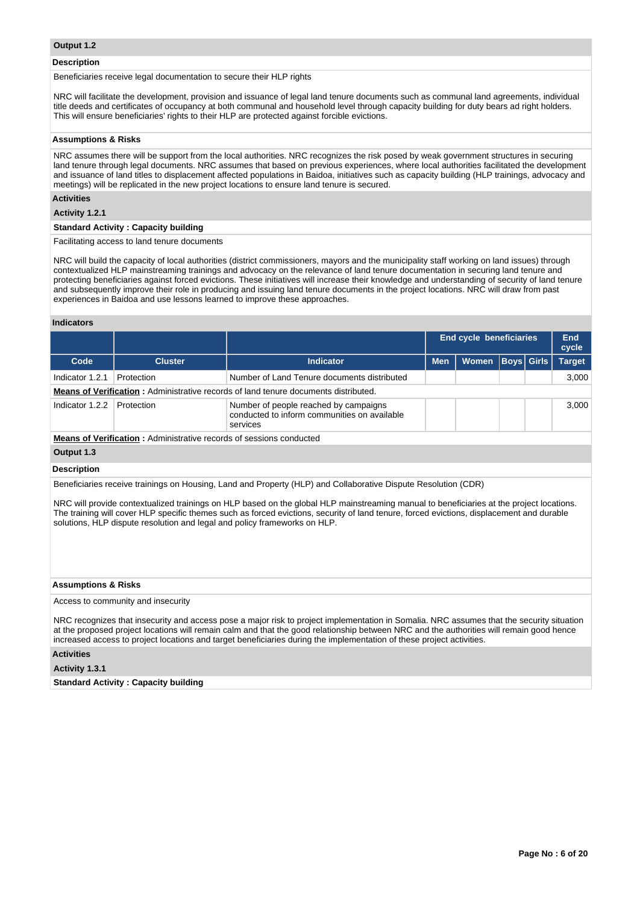### Output 1.2

**Description**

Beneficiaries receive legal documentation to secure their HLP rights

NRC will facilitate the development, provision and issuance of legal land tenure documents such as communal land agreements, individual title deeds and certificates of occupancy at both communal and household level through capacity building for duty bears ad right holders. This will ensure beneficiaries' rights to their HLP are protected against forcible evictions.

**Assumptions & Risks**

NRC assumes there will be support from the local authorities. NRC recognizes the risk posed by weak government structures in securing land tenure through legal documents. NRC assumes that based on previous experiences, where local authorities facilitated the development and issuance of land titles to displacement affected populations in Baidoa, initiatives such as capacity building (HLP trainings, advocacy and meetings) will be replicated in the new project locations to ensure land tenure is secured.

**Activities**

**Activity 1.2.1**

**Standard Activity : Capacity building**

Facilitating access to land tenure documents

NRC will build the capacity of local authorities (district commissioners, mayors and the municipality staff working on land issues) through contextualized HLP mainstreaming trainings and advocacy on the relevance of land tenure documentation in securing land tenure and protecting beneficiaries against forced evictions. These initiatives will increase their knowledge and understanding of security of land tenure and subsequently improve their role in producing and issuing land tenure documents in the project locations. NRC will draw from past experiences in Baidoa and use lessons learned to improve these approaches.

**Indicators**

| | | | End cycle beneficiaries | | | | End cycle |
|---|---|---|---|---|---|---|---|
| **Code** | **Cluster** | **Indicator** | **Men** | **Women** | **Boys** | **Girls** | **Target** |
| Indicator 1.2.1 | Protection | Number of Land Tenure documents distributed | | | | | 3,000 |
| **Means of Verification** : Administrative records of land tenure documents distributed. | | | | | | | |
| Indicator 1.2.2 | Protection | Number of people reached by campaigns conducted to inform communities on available services | | | | | 3,000 |
| **Means of Verification** : Administrative records of sessions conducted | | | | | | | |

### Output 1.3

**Description**

Beneficiaries receive trainings on Housing, Land and Property (HLP) and Collaborative Dispute Resolution (CDR)

NRC will provide contextualized trainings on HLP based on the global HLP mainstreaming manual to beneficiaries at the project locations. The training will cover HLP specific themes such as forced evictions, security of land tenure, forced evictions, displacement and durable solutions, HLP dispute resolution and legal and policy frameworks on HLP.

**Assumptions & Risks**

Access to community and insecurity

NRC recognizes that insecurity and access pose a major risk to project implementation in Somalia. NRC assumes that the security situation at the proposed project locations will remain calm and that the good relationship between NRC and the authorities will remain good hence increased access to project locations and target beneficiaries during the implementation of these project activities.

**Activities**

**Activity 1.3.1**

**Standard Activity : Capacity building**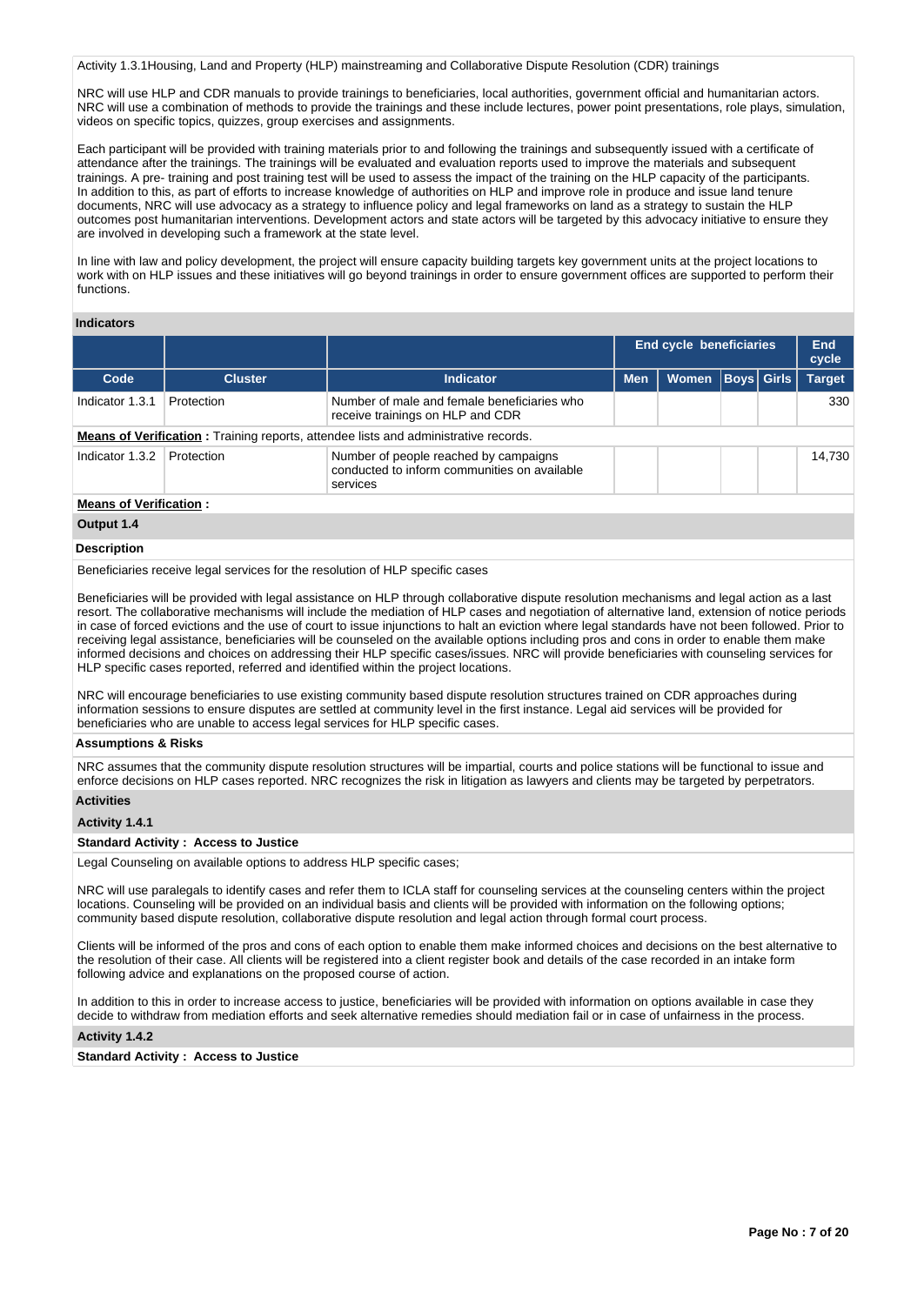Activity 1.3.1Housing, Land and Property (HLP) mainstreaming and Collaborative Dispute Resolution (CDR) trainings

NRC will use HLP and CDR manuals to provide trainings to beneficiaries, local authorities, government official and humanitarian actors. NRC will use a combination of methods to provide the trainings and these include lectures, power point presentations, role plays, simulation, videos on specific topics, quizzes, group exercises and assignments.

Each participant will be provided with training materials prior to and following the trainings and subsequently issued with a certificate of attendance after the trainings. The trainings will be evaluated and evaluation reports used to improve the materials and subsequent trainings. A pre- training and post training test will be used to assess the impact of the training on the HLP capacity of the participants. In addition to this, as part of efforts to increase knowledge of authorities on HLP and improve role in produce and issue land tenure documents, NRC will use advocacy as a strategy to influence policy and legal frameworks on land as a strategy to sustain the HLP outcomes post humanitarian interventions. Development actors and state actors will be targeted by this advocacy initiative to ensure they are involved in developing such a framework at the state level.

In line with law and policy development, the project will ensure capacity building targets key government units at the project locations to work with on HLP issues and these initiatives will go beyond trainings in order to ensure government offices are supported to perform their functions.

**Indicators**

| | | | End cycle beneficiaries | | | | End cycle |
|---|---|---|---|---|---|---|---|
| **Code** | **Cluster** | **Indicator** | **Men** | **Women** | **Boys** | **Girls** | **Target** |
| Indicator 1.3.1 | Protection | Number of male and female beneficiaries who receive trainings on HLP and CDR | | | | | 330 |
| **Means of Verification :** Training reports, attendee lists and administrative records. | | | | | | | |
| Indicator 1.3.2 | Protection | Number of people reached by campaigns conducted to inform communities on available services | | | | | 14,730 |
| **Means of Verification :** | | | | | | | |

**Output 1.4**

**Description**

Beneficiaries receive legal services for the resolution of HLP specific cases

Beneficiaries will be provided with legal assistance on HLP through collaborative dispute resolution mechanisms and legal action as a last resort. The collaborative mechanisms will include the mediation of HLP cases and negotiation of alternative land, extension of notice periods in case of forced evictions and the use of court to issue injunctions to halt an eviction where legal standards have not been followed. Prior to receiving legal assistance, beneficiaries will be counseled on the available options including pros and cons in order to enable them make informed decisions and choices on addressing their HLP specific cases/issues. NRC will provide beneficiaries with counseling services for HLP specific cases reported, referred and identified within the project locations.

NRC will encourage beneficiaries to use existing community based dispute resolution structures trained on CDR approaches during information sessions to ensure disputes are settled at community level in the first instance. Legal aid services will be provided for beneficiaries who are unable to access legal services for HLP specific cases.

**Assumptions & Risks**

NRC assumes that the community dispute resolution structures will be impartial, courts and police stations will be functional to issue and enforce decisions on HLP cases reported. NRC recognizes the risk in litigation as lawyers and clients may be targeted by perpetrators.

**Activities**

**Activity 1.4.1**

**Standard Activity : Access to Justice**

Legal Counseling on available options to address HLP specific cases;

NRC will use paralegals to identify cases and refer them to ICLA staff for counseling services at the counseling centers within the project locations. Counseling will be provided on an individual basis and clients will be provided with information on the following options; community based dispute resolution, collaborative dispute resolution and legal action through formal court process.

Clients will be informed of the pros and cons of each option to enable them make informed choices and decisions on the best alternative to the resolution of their case. All clients will be registered into a client register book and details of the case recorded in an intake form following advice and explanations on the proposed course of action.

In addition to this in order to increase access to justice, beneficiaries will be provided with information on options available in case they decide to withdraw from mediation efforts and seek alternative remedies should mediation fail or in case of unfairness in the process.

**Activity 1.4.2**

**Standard Activity : Access to Justice**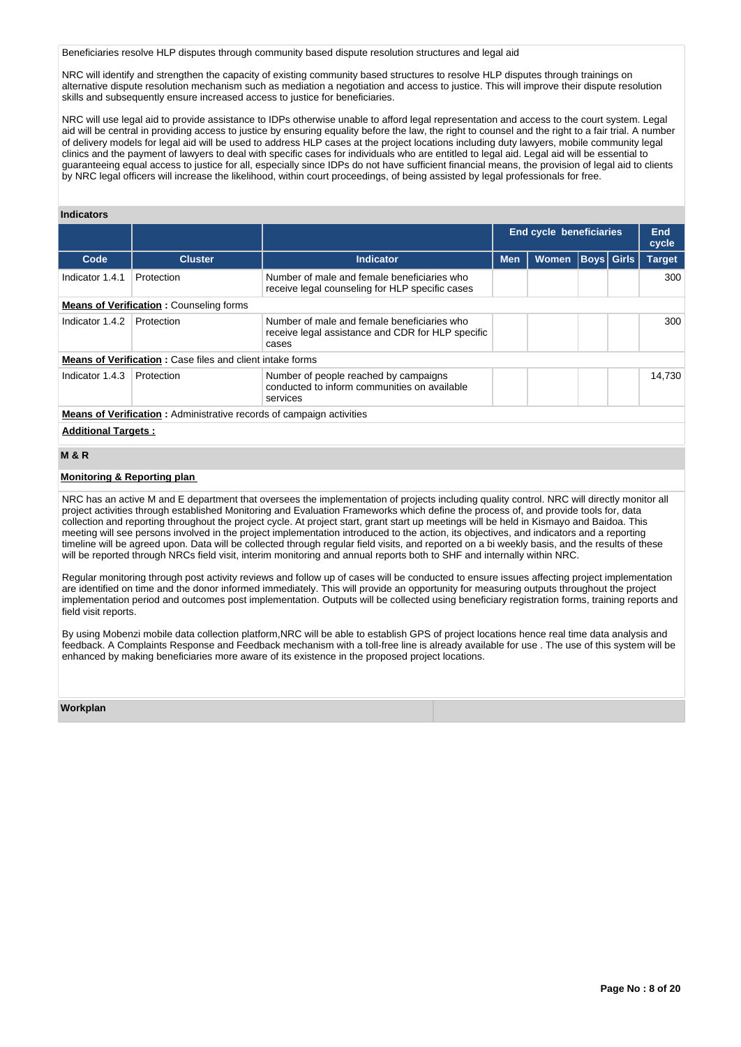Beneficiaries resolve HLP disputes through community based dispute resolution structures and legal aid

NRC will identify and strengthen the capacity of existing community based structures to resolve HLP disputes through trainings on alternative dispute resolution mechanism such as mediation a negotiation and access to justice. This will improve their dispute resolution skills and subsequently ensure increased access to justice for beneficiaries.

NRC will use legal aid to provide assistance to IDPs otherwise unable to afford legal representation and access to the court system. Legal aid will be central in providing access to justice by ensuring equality before the law, the right to counsel and the right to a fair trial. A number of delivery models for legal aid will be used to address HLP cases at the project locations including duty lawyers, mobile community legal clinics and the payment of lawyers to deal with specific cases for individuals who are entitled to legal aid. Legal aid will be essential to guaranteeing equal access to justice for all, especially since IDPs do not have sufficient financial means, the provision of legal aid to clients by NRC legal officers will increase the likelihood, within court proceedings, of being assisted by legal professionals for free.

### Indicators

| | | | End cycle beneficiaries | | | | End cycle |
|---|---|---|---|---|---|---|---|
| **Code** | **Cluster** | **Indicator** | **Men** | **Women** | **Boys** | **Girls** | **Target** |
| Indicator 1.4.1 | Protection | Number of male and female beneficiaries who receive legal counseling for HLP specific cases | | | | | 300 |
| **Means of Verification :** Counseling forms | | | | | | | |
| Indicator 1.4.2 | Protection | Number of male and female beneficiaries who receive legal assistance and CDR for HLP specific cases | | | | | 300 |
| **Means of Verification :** Case files and client intake forms | | | | | | | |
| Indicator 1.4.3 | Protection | Number of people reached by campaigns conducted to inform communities on available services | | | | | 14,730 |
| **Means of Verification :** Administrative records of campaign activities | | | | | | | |

**Additional Targets :**

### M & R

**Monitoring & Reporting plan**

NRC has an active M and E department that oversees the implementation of projects including quality control. NRC will directly monitor all project activities through established Monitoring and Evaluation Frameworks which define the process of, and provide tools for, data collection and reporting throughout the project cycle. At project start, grant start up meetings will be held in Kismayo and Baidoa. This meeting will see persons involved in the project implementation introduced to the action, its objectives, and indicators and a reporting timeline will be agreed upon. Data will be collected through regular field visits, and reported on a bi weekly basis, and the results of these will be reported through NRCs field visit, interim monitoring and annual reports both to SHF and internally within NRC.

Regular monitoring through post activity reviews and follow up of cases will be conducted to ensure issues affecting project implementation are identified on time and the donor informed immediately. This will provide an opportunity for measuring outputs throughout the project implementation period and outcomes post implementation. Outputs will be collected using beneficiary registration forms, training reports and field visit reports.

By using Mobenzi mobile data collection platform,NRC will be able to establish GPS of project locations hence real time data analysis and feedback. A Complaints Response and Feedback mechanism with a toll-free line is already available for use . The use of this system will be enhanced by making beneficiaries more aware of its existence in the proposed project locations.

### Workplan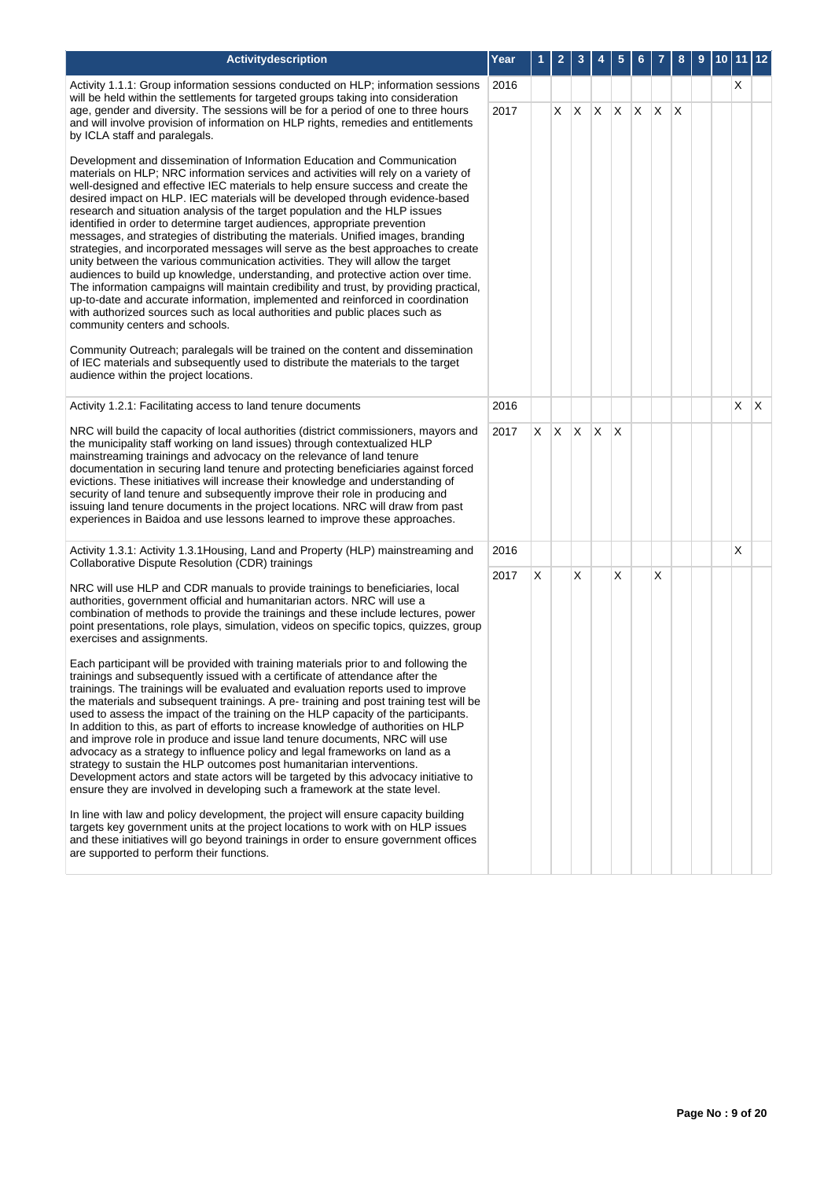| Activitydescription | Year | 1 | 2 | 3 | 4 | 5 | 6 | 7 | 8 | 9 | 10 | 11 | 12 |
|---|---|---|---|---|---|---|---|---|---|---|---|---|---|
| Activity 1.1.1: Group information sessions conducted on HLP; information sessions will be held within the settlements for targeted groups taking into consideration age, gender and diversity. The sessions will be for a period of one to three hours and will involve provision of information on HLP rights, remedies and entitlements by ICLA staff and paralegals.<br><br>Development and dissemination of Information Education and Communication materials on HLP; NRC information services and activities will rely on a variety of well-designed and effective IEC materials to help ensure success and create the desired impact on HLP. IEC materials will be developed through evidence-based research and situation analysis of the target population and the HLP issues identified in order to determine target audiences, appropriate prevention messages, and strategies of distributing the materials. Unified images, branding strategies, and incorporated messages will serve as the best approaches to create unity between the various communication activities. They will allow the target audiences to build up knowledge, understanding, and protective action over time. The information campaigns will maintain credibility and trust, by providing practical, up-to-date and accurate information, implemented and reinforced in coordination with authorized sources such as local authorities and public places such as community centers and schools.<br><br>Community Outreach; paralegals will be trained on the content and dissemination of IEC materials and subsequently used to distribute the materials to the target audience within the project locations. | 2016 | | | | | | | | | | | X | |
| | 2017 | | X | X | X | X | X | X | X | | | | |
| Activity 1.2.1: Facilitating access to land tenure documents<br><br>NRC will build the capacity of local authorities (district commissioners, mayors and the municipality staff working on land issues) through contextualized HLP mainstreaming trainings and advocacy on the relevance of land tenure documentation in securing land tenure and protecting beneficiaries against forced evictions. These initiatives will increase their knowledge and understanding of security of land tenure and subsequently improve their role in producing and issuing land tenure documents in the project locations. NRC will draw from past experiences in Baidoa and use lessons learned to improve these approaches. | 2016 | | | | | | | | | | | X | X |
| | 2017 | X | X | X | X | X | | | | | | | |
| Activity 1.3.1: Activity 1.3.1Housing, Land and Property (HLP) mainstreaming and Collaborative Dispute Resolution (CDR) trainings<br><br>NRC will use HLP and CDR manuals to provide trainings to beneficiaries, local authorities, government official and humanitarian actors. NRC will use a combination of methods to provide the trainings and these include lectures, power point presentations, role plays, simulation, videos on specific topics, quizzes, group exercises and assignments.<br><br>Each participant will be provided with training materials prior to and following the trainings and subsequently issued with a certificate of attendance after the trainings. The trainings will be evaluated and evaluation reports used to improve the materials and subsequent trainings. A pre- training and post training test will be used to assess the impact of the training on the HLP capacity of the participants. In addition to this, as part of efforts to increase knowledge of authorities on HLP and improve role in produce and issue land tenure documents, NRC will use advocacy as a strategy to influence policy and legal frameworks on land as a strategy to sustain the HLP outcomes post humanitarian interventions. Development actors and state actors will be targeted by this advocacy initiative to ensure they are involved in developing such a framework at the state level.<br><br>In line with law and policy development, the project will ensure capacity building targets key government units at the project locations to work with on HLP issues and these initiatives will go beyond trainings in order to ensure government offices are supported to perform their functions. | 2016 | | | | | | | | | | | X | |
| | 2017 | X | | X | | X | | X | | | | | |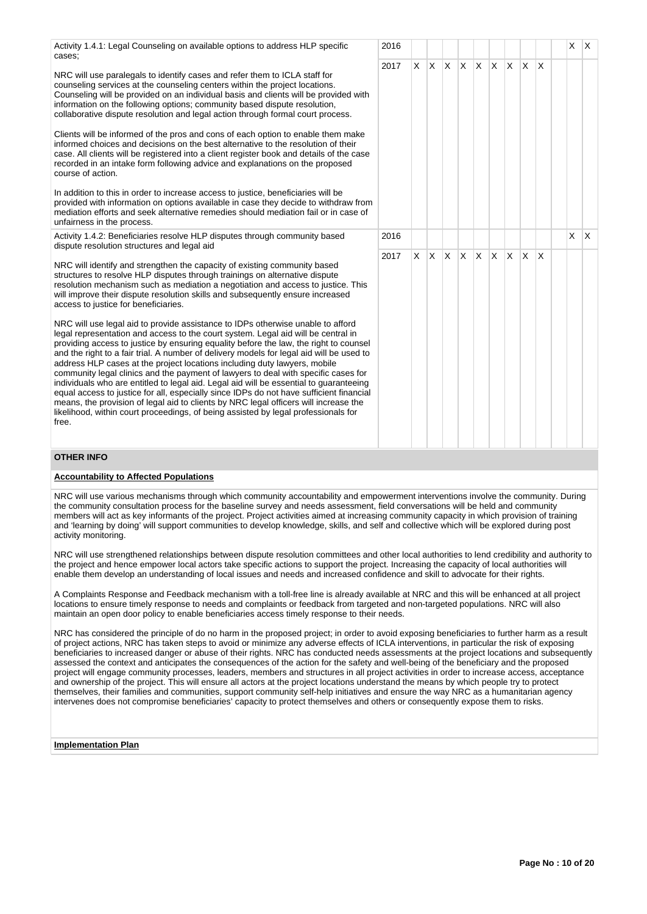| Activity | Year | 1 | 2 | 3 | 4 | 5 | 6 | 7 | 8 | 9 | 10 | 11 | 12 |
|---|---|---|---|---|---|---|---|---|---|---|---|---|---|
| Activity 1.4.1: Legal Counseling on available options to address HLP specific cases;<br><br>NRC will use paralegals to identify cases and refer them to ICLA staff for counseling services at the counseling centers within the project locations. Counseling will be provided on an individual basis and clients will be provided with information on the following options; community based dispute resolution, collaborative dispute resolution and legal action through formal court process.<br><br>Clients will be informed of the pros and cons of each option to enable them make informed choices and decisions on the best alternative to the resolution of their case. All clients will be registered into a client register book and details of the case recorded in an intake form following advice and explanations on the proposed course of action.<br><br>In addition to this in order to increase access to justice, beneficiaries will be provided with information on options available in case they decide to withdraw from mediation efforts and seek alternative remedies should mediation fail or in case of unfairness in the process. | 2016 | | | | | | | | | | | X | X |
| | 2017 | X | X | X | X | X | X | X | X | X | | | |
| Activity 1.4.2: Beneficiaries resolve HLP disputes through community based dispute resolution structures and legal aid<br><br>NRC will identify and strengthen the capacity of existing community based structures to resolve HLP disputes through trainings on alternative dispute resolution mechanism such as mediation a negotiation and access to justice. This will improve their dispute resolution skills and subsequently ensure increased access to justice for beneficiaries.<br><br>NRC will use legal aid to provide assistance to IDPs otherwise unable to afford legal representation and access to the court system. Legal aid will be central in providing access to justice by ensuring equality before the law, the right to counsel and the right to a fair trial. A number of delivery models for legal aid will be used to address HLP cases at the project locations including duty lawyers, mobile community legal clinics and the payment of lawyers to deal with specific cases for individuals who are entitled to legal aid. Legal aid will be essential to guaranteeing equal access to justice for all, especially since IDPs do not have sufficient financial means, the provision of legal aid to clients by NRC legal officers will increase the likelihood, within court proceedings, of being assisted by legal professionals for free. | 2016 | | | | | | | | | | | X | X |
| | 2017 | X | X | X | X | X | X | X | X | X | | | |

## OTHER INFO

**Accountability to Affected Populations**

NRC will use various mechanisms through which community accountability and empowerment interventions involve the community. During the community consultation process for the baseline survey and needs assessment, field conversations will be held and community members will act as key informants of the project. Project activities aimed at increasing community capacity in which provision of training and 'learning by doing' will support communities to develop knowledge, skills, and self and collective which will be explored during post activity monitoring.

NRC will use strengthened relationships between dispute resolution committees and other local authorities to lend credibility and authority to the project and hence empower local actors take specific actions to support the project. Increasing the capacity of local authorities will enable them develop an understanding of local issues and needs and increased confidence and skill to advocate for their rights.

A Complaints Response and Feedback mechanism with a toll-free line is already available at NRC and this will be enhanced at all project locations to ensure timely response to needs and complaints or feedback from targeted and non-targeted populations. NRC will also maintain an open door policy to enable beneficiaries access timely response to their needs.

NRC has considered the principle of do no harm in the proposed project; in order to avoid exposing beneficiaries to further harm as a result of project actions, NRC has taken steps to avoid or minimize any adverse effects of ICLA interventions, in particular the risk of exposing beneficiaries to increased danger or abuse of their rights. NRC has conducted needs assessments at the project locations and subsequently assessed the context and anticipates the consequences of the action for the safety and well-being of the beneficiary and the proposed project will engage community processes, leaders, members and structures in all project activities in order to increase access, acceptance and ownership of the project. This will ensure all actors at the project locations understand the means by which people try to protect themselves, their families and communities, support community self-help initiatives and ensure the way NRC as a humanitarian agency intervenes does not compromise beneficiaries' capacity to protect themselves and others or consequently expose them to risks.

**Implementation Plan**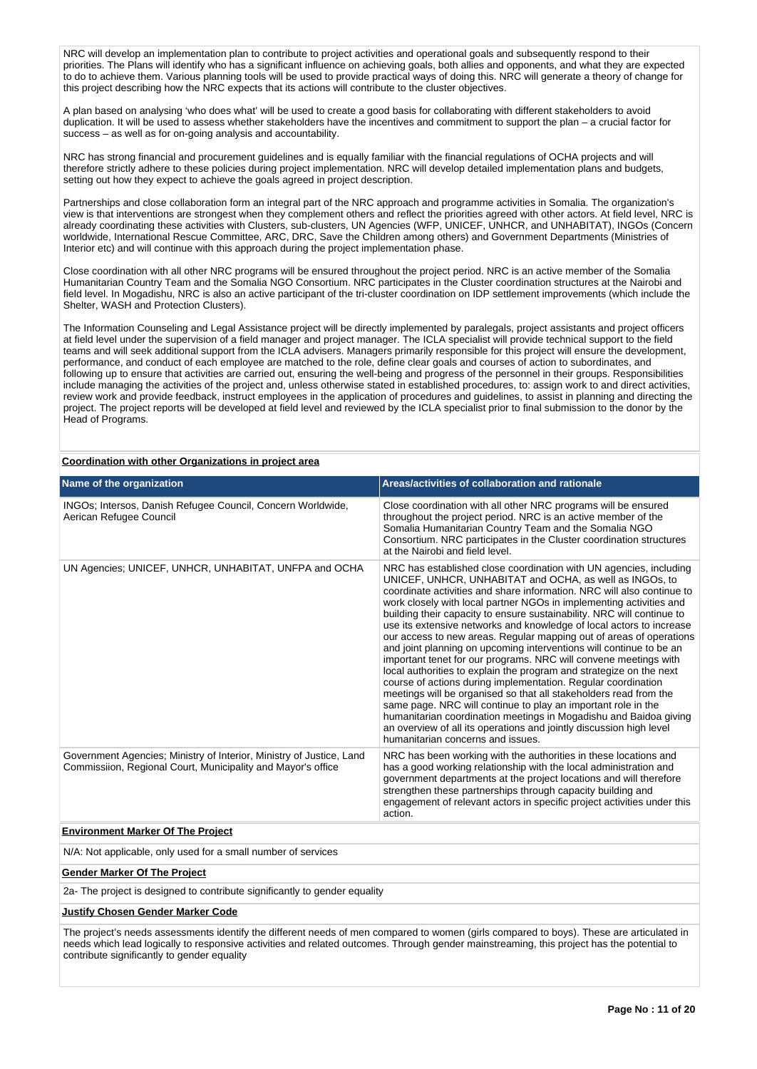NRC will develop an implementation plan to contribute to project activities and operational goals and subsequently respond to their priorities. The Plans will identify who has a significant influence on achieving goals, both allies and opponents, and what they are expected to do to achieve them. Various planning tools will be used to provide practical ways of doing this. NRC will generate a theory of change for this project describing how the NRC expects that its actions will contribute to the cluster objectives.

A plan based on analysing 'who does what' will be used to create a good basis for collaborating with different stakeholders to avoid duplication. It will be used to assess whether stakeholders have the incentives and commitment to support the plan – a crucial factor for success – as well as for on-going analysis and accountability.

NRC has strong financial and procurement guidelines and is equally familiar with the financial regulations of OCHA projects and will therefore strictly adhere to these policies during project implementation. NRC will develop detailed implementation plans and budgets, setting out how they expect to achieve the goals agreed in project description.

Partnerships and close collaboration form an integral part of the NRC approach and programme activities in Somalia. The organization's view is that interventions are strongest when they complement others and reflect the priorities agreed with other actors. At field level, NRC is already coordinating these activities with Clusters, sub-clusters, UN Agencies (WFP, UNICEF, UNHCR, and UNHABITAT), INGOs (Concern worldwide, International Rescue Committee, ARC, DRC, Save the Children among others) and Government Departments (Ministries of Interior etc) and will continue with this approach during the project implementation phase.

Close coordination with all other NRC programs will be ensured throughout the project period. NRC is an active member of the Somalia Humanitarian Country Team and the Somalia NGO Consortium. NRC participates in the Cluster coordination structures at the Nairobi and field level. In Mogadishu, NRC is also an active participant of the tri-cluster coordination on IDP settlement improvements (which include the Shelter, WASH and Protection Clusters).

The Information Counseling and Legal Assistance project will be directly implemented by paralegals, project assistants and project officers at field level under the supervision of a field manager and project manager. The ICLA specialist will provide technical support to the field teams and will seek additional support from the ICLA advisers. Managers primarily responsible for this project will ensure the development, performance, and conduct of each employee are matched to the role, define clear goals and courses of action to subordinates, and following up to ensure that activities are carried out, ensuring the well-being and progress of the personnel in their groups. Responsibilities include managing the activities of the project and, unless otherwise stated in established procedures, to: assign work to and direct activities, review work and provide feedback, instruct employees in the application of procedures and guidelines, to assist in planning and directing the project. The project reports will be developed at field level and reviewed by the ICLA specialist prior to final submission to the donor by the Head of Programs.

**Coordination with other Organizations in project area**

| Name of the organization | Areas/activities of collaboration and rationale |
|---|---|
| INGOs; Intersos, Danish Refugee Council, Concern Worldwide, Aerican Refugee Council | Close coordination with all other NRC programs will be ensured throughout the project period. NRC is an active member of the Somalia Humanitarian Country Team and the Somalia NGO Consortium. NRC participates in the Cluster coordination structures at the Nairobi and field level. |
| UN Agencies; UNICEF, UNHCR, UNHABITAT, UNFPA and OCHA | NRC has established close coordination with UN agencies, including UNICEF, UNHCR, UNHABITAT and OCHA, as well as INGOs, to coordinate activities and share information. NRC will also continue to work closely with local partner NGOs in implementing activities and building their capacity to ensure sustainability. NRC will continue to use its extensive networks and knowledge of local actors to increase our access to new areas. Regular mapping out of areas of operations and joint planning on upcoming interventions will continue to be an important tenet for our programs. NRC will convene meetings with local authorities to explain the program and strategize on the next course of actions during implementation. Regular coordination meetings will be organised so that all stakeholders read from the same page. NRC will continue to play an important role in the humanitarian coordination meetings in Mogadishu and Baidoa giving an overview of all its operations and jointly discussion high level humanitarian concerns and issues. |
| Government Agencies; Ministry of Interior, Ministry of Justice, Land Commissiion, Regional Court, Municipality and Mayor's office | NRC has been working with the authorities in these locations and has a good working relationship with the local administration and government departments at the project locations and will therefore strengthen these partnerships through capacity building and engagement of relevant actors in specific project activities under this action. |

**Environment Marker Of The Project**

N/A: Not applicable, only used for a small number of services

**Gender Marker Of The Project**

2a- The project is designed to contribute significantly to gender equality

**Justify Chosen Gender Marker Code**

The project's needs assessments identify the different needs of men compared to women (girls compared to boys). These are articulated in needs which lead logically to responsive activities and related outcomes. Through gender mainstreaming, this project has the potential to contribute significantly to gender equality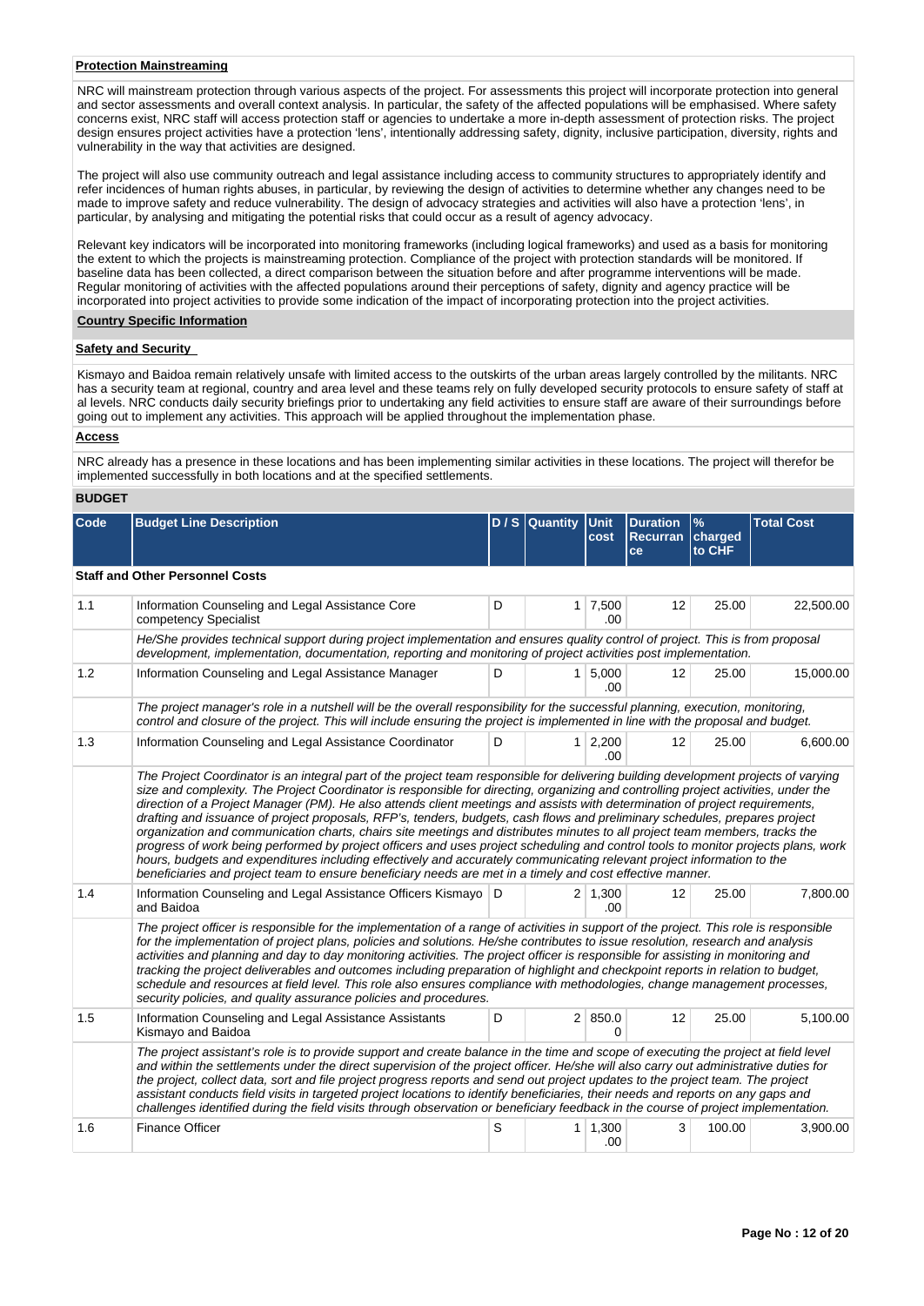**Protection Mainstreaming**

NRC will mainstream protection through various aspects of the project. For assessments this project will incorporate protection into general and sector assessments and overall context analysis. In particular, the safety of the affected populations will be emphasised. Where safety concerns exist, NRC staff will access protection staff or agencies to undertake a more in-depth assessment of protection risks. The project design ensures project activities have a protection 'lens', intentionally addressing safety, dignity, inclusive participation, diversity, rights and vulnerability in the way that activities are designed.

The project will also use community outreach and legal assistance including access to community structures to appropriately identify and refer incidences of human rights abuses, in particular, by reviewing the design of activities to determine whether any changes need to be made to improve safety and reduce vulnerability. The design of advocacy strategies and activities will also have a protection 'lens', in particular, by analysing and mitigating the potential risks that could occur as a result of agency advocacy.

Relevant key indicators will be incorporated into monitoring frameworks (including logical frameworks) and used as a basis for monitoring the extent to which the projects is mainstreaming protection. Compliance of the project with protection standards will be monitored. If baseline data has been collected, a direct comparison between the situation before and after programme interventions will be made. Regular monitoring of activities with the affected populations around their perceptions of safety, dignity and agency practice will be incorporated into project activities to provide some indication of the impact of incorporating protection into the project activities.

**Country Specific Information**

**Safety and Security**

Kismayo and Baidoa remain relatively unsafe with limited access to the outskirts of the urban areas largely controlled by the militants. NRC has a security team at regional, country and area level and these teams rely on fully developed security protocols to ensure safety of staff at al levels. NRC conducts daily security briefings prior to undertaking any field activities to ensure staff are aware of their surroundings before going out to implement any activities. This approach will be applied throughout the implementation phase.

**Access**

NRC already has a presence in these locations and has been implementing similar activities in these locations. The project will therefor be implemented successfully in both locations and at the specified settlements.

**BUDGET**

| Code | Budget Line Description | D / S | Quantity | Unit cost | Duration Recurrance | % charged to CHF | Total Cost |
|---|---|---|---|---|---|---|---|
| **Staff and Other Personnel Costs** | | | | | | | |
| 1.1 | Information Counseling and Legal Assistance Core competency Specialist | D | 1 | 7,500.00 | 12 | 25.00 | 22,500.00 |
| | *He/She provides technical support during project implementation and ensures quality control of project. This is from proposal development, implementation, documentation, reporting and monitoring of project activities post implementation.* | | | | | | |
| 1.2 | Information Counseling and Legal Assistance Manager | D | 1 | 5,000.00 | 12 | 25.00 | 15,000.00 |
| | *The project manager's role in a nutshell will be the overall responsibility for the successful planning, execution, monitoring, control and closure of the project. This will include ensuring the project is implemented in line with the proposal and budget.* | | | | | | |
| 1.3 | Information Counseling and Legal Assistance Coordinator | D | 1 | 2,200.00 | 12 | 25.00 | 6,600.00 |
| | *The Project Coordinator is an integral part of the project team responsible for delivering building development projects of varying size and complexity. The Project Coordinator is responsible for directing, organizing and controlling project activities, under the direction of a Project Manager (PM). He also attends client meetings and assists with determination of project requirements, drafting and issuance of project proposals, RFP's, tenders, budgets, cash flows and preliminary schedules, prepares project organization and communication charts, chairs site meetings and distributes minutes to all project team members, tracks the progress of work being performed by project officers and uses project scheduling and control tools to monitor projects plans, work hours, budgets and expenditures including effectively and accurately communicating relevant project information to the beneficiaries and project team to ensure beneficiary needs are met in a timely and cost effective manner.* | | | | | | |
| 1.4 | Information Counseling and Legal Assistance Officers Kismayo and Baidoa | D | 2 | 1,300.00 | 12 | 25.00 | 7,800.00 |
| | *The project officer is responsible for the implementation of a range of activities in support of the project. This role is responsible for the implementation of project plans, policies and solutions. He/she contributes to issue resolution, research and analysis activities and planning and day to day monitoring activities. The project officer is responsible for assisting in monitoring and tracking the project deliverables and outcomes including preparation of highlight and checkpoint reports in relation to budget, schedule and resources at field level. This role also ensures compliance with methodologies, change management processes, security policies, and quality assurance policies and procedures.* | | | | | | |
| 1.5 | Information Counseling and Legal Assistance Assistants Kismayo and Baidoa | D | 2 | 850.00 | 12 | 25.00 | 5,100.00 |
| | *The project assistant's role is to provide support and create balance in the time and scope of executing the project at field level and within the settlements under the direct supervision of the project officer. He/she will also carry out administrative duties for the project, collect data, sort and file project progress reports and send out project updates to the project team. The project assistant conducts field visits in targeted project locations to identify beneficiaries, their needs and reports on any gaps and challenges identified during the field visits through observation or beneficiary feedback in the course of project implementation.* | | | | | | |
| 1.6 | Finance Officer | S | 1 | 1,300.00 | 3 | 100.00 | 3,900.00 |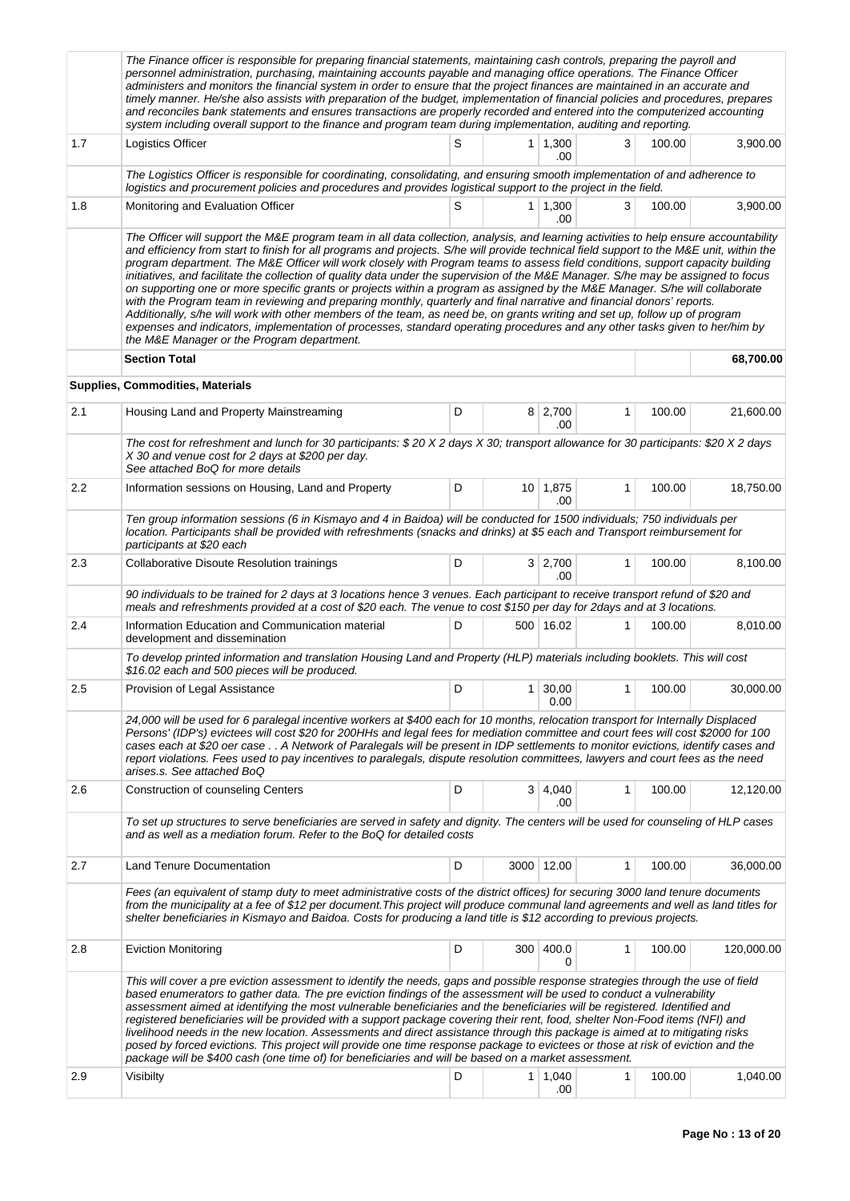| | | | | | | | |
|---|---|---|---|---|---|---|---|
| | *The Finance officer is responsible for preparing financial statements, maintaining cash controls, preparing the payroll and personnel administration, purchasing, maintaining accounts payable and managing office operations. The Finance Officer administers and monitors the financial system in order to ensure that the project finances are maintained in an accurate and timely manner. He/she also assists with preparation of the budget, implementation of financial policies and procedures, prepares and reconciles bank statements and ensures transactions are properly recorded and entered into the computerized accounting system including overall support to the finance and program team during implementation, auditing and reporting.* | | | | | | |
| 1.7 | Logistics Officer | S | 1 | 1,300.00 | 3 | 100.00 | 3,900.00 |
| | *The Logistics Officer is responsible for coordinating, consolidating, and ensuring smooth implementation of and adherence to logistics and procurement policies and procedures and provides logistical support to the project in the field.* | | | | | | |
| 1.8 | Monitoring and Evaluation Officer | S | 1 | 1,300.00 | 3 | 100.00 | 3,900.00 |
| | *The Officer will support the M&E program team in all data collection, analysis, and learning activities to help ensure accountability and efficiency from start to finish for all programs and projects. S/he will provide technical field support to the M&E unit, within the program department. The M&E Officer will work closely with Program teams to assess field conditions, support capacity building initiatives, and facilitate the collection of quality data under the supervision of the M&E Manager. S/he may be assigned to focus on supporting one or more specific grants or projects within a program as assigned by the M&E Manager. S/he will collaborate with the Program team in reviewing and preparing monthly, quarterly and final narrative and financial donors' reports. Additionally, s/he will work with other members of the team, as need be, on grants writing and set up, follow up of program expenses and indicators, implementation of processes, standard operating procedures and any other tasks given to her/him by the M&E Manager or the Program department.* | | | | | | |
| | **Section Total** | | | | | | **68,700.00** |
| | **Supplies, Commodities, Materials** | | | | | | |
| 2.1 | Housing Land and Property Mainstreaming | D | 8 | 2,700.00 | 1 | 100.00 | 21,600.00 |
| | *The cost for refreshment and lunch for 30 participants: $ 20 X 2 days X 30; transport allowance for 30 participants: $20 X 2 days X 30 and venue cost for 2 days at $200 per day. See attached BoQ for more details* | | | | | | |
| 2.2 | Information sessions on Housing, Land and Property | D | 10 | 1,875.00 | 1 | 100.00 | 18,750.00 |
| | *Ten group information sessions (6 in Kismayo and 4 in Baidoa) will be conducted for 1500 individuals; 750 individuals per location. Participants shall be provided with refreshments (snacks and drinks) at $5 each and Transport reimbursement for participants at $20 each* | | | | | | |
| 2.3 | Collaborative Disoute Resolution trainings | D | 3 | 2,700.00 | 1 | 100.00 | 8,100.00 |
| | *90 individuals to be trained for 2 days at 3 locations hence 3 venues. Each participant to receive transport refund of $20 and meals and refreshments provided at a cost of $20 each. The venue to cost $150 per day for 2days and at 3 locations.* | | | | | | |
| 2.4 | Information Education and Communication material development and dissemination | D | 500 | 16.02 | 1 | 100.00 | 8,010.00 |
| | *To develop printed information and translation Housing Land and Property (HLP) materials including booklets. This will cost $16.02 each and 500 pieces will be produced.* | | | | | | |
| 2.5 | Provision of Legal Assistance | D | 1 | 30,000.00 | 1 | 100.00 | 30,000.00 |
| | *24,000 will be used for 6 paralegal incentive workers at $400 each for 10 months, relocation transport for Internally Displaced Persons' (IDP's) evictees will cost $20 for 200HHs and legal fees for mediation committee and court fees will cost $2000 for 100 cases each at $20 oer case . . A Network of Paralegals will be present in IDP settlements to monitor evictions, identify cases and report violations. Fees used to pay incentives to paralegals, dispute resolution committees, lawyers and court fees as the need arises.s. See attached BoQ* | | | | | | |
| 2.6 | Construction of counseling Centers | D | 3 | 4,040.00 | 1 | 100.00 | 12,120.00 |
| | *To set up structures to serve beneficiaries are served in safety and dignity. The centers will be used for counseling of HLP cases and as well as a mediation forum. Refer to the BoQ for detailed costs* | | | | | | |
| 2.7 | Land Tenure Documentation | D | 3000 | 12.00 | 1 | 100.00 | 36,000.00 |
| | *Fees (an equivalent of stamp duty to meet administrative costs of the district offices) for securing 3000 land tenure documents from the municipality at a fee of $12 per document.This project will produce communal land agreements and well as land titles for shelter beneficiaries in Kismayo and Baidoa. Costs for producing a land title is $12 according to previous projects.* | | | | | | |
| 2.8 | Eviction Monitoring | D | 300 | 400.00 | 1 | 100.00 | 120,000.00 |
| | *This will cover a pre eviction assessment to identify the needs, gaps and possible response strategies through the use of field based enumerators to gather data. The pre eviction findings of the assessment will be used to conduct a vulnerability assessment aimed at identifying the most vulnerable beneficiaries and the beneficiaries will be registered. Identified and registered beneficiaries will be provided with a support package covering their rent, food, shelter Non-Food items (NFI) and livelihood needs in the new location. Assessments and direct assistance through this package is aimed at to mitigating risks posed by forced evictions. This project will provide one time response package to evictees or those at risk of eviction and the package will be $400 cash (one time of) for beneficiaries and will be based on a market assessment.* | | | | | | |
| 2.9 | Visibilty | D | 1 | 1,040.00 | 1 | 100.00 | 1,040.00 |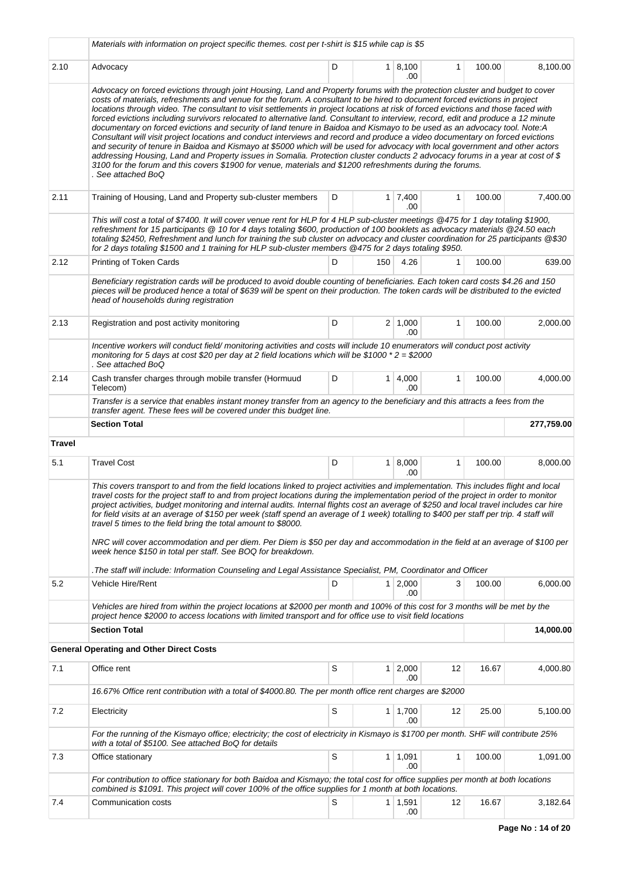| | | | | | | | |
|---|---|---|---|---|---|---|---|
| | *Materials with information on project specific themes. cost per t-shirt is $15 while cap is $5* | | | | | | |
| 2.10 | Advocacy | D | 1 | 8,100.00 | 1 | 100.00 | 8,100.00 |
| | *Advocacy on forced evictions through joint Housing, Land and Property forums with the protection cluster and budget to cover costs of materials, refreshments and venue for the forum. A consultant to be hired to document forced evictions in project locations through video. The consultant to visit settlements in project locations at risk of forced evictions and those faced with forced evictions including survivors relocated to alternative land. Consultant to interview, record, edit and produce a 12 minute documentary on forced evictions and security of land tenure in Baidoa and Kismayo to be used as an advocacy tool. Note:A Consultant will visit project locations and conduct interviews and record and produce a video documentary on forced evictions and security of tenure in Baidoa and Kismayo at $5000 which will be used for advocacy with local government and other actors addressing Housing, Land and Property issues in Somalia. Protection cluster conducts 2 advocacy forums in a year at cost of $ 3100 for the forum and this covers $1900 for venue, materials and $1200 refreshments during the forums.* <br> *. See attached BoQ* | | | | | | |
| 2.11 | Training of Housing, Land and Property sub-cluster members | D | 1 | 7,400.00 | 1 | 100.00 | 7,400.00 |
| | *This will cost a total of $7400. It will cover venue rent for HLP for 4 HLP sub-cluster meetings @475 for 1 day totaling $1900, refreshment for 15 participants @ 10 for 4 days totaling $600, production of 100 booklets as advocacy materials @24.50 each totaling $2450, Refreshment and lunch for training the sub cluster on advocacy and cluster coordination for 25 participants @$30 for 2 days totaling $1500 and 1 training for HLP sub-cluster members @475 for 2 days totaling $950.* | | | | | | |
| 2.12 | Printing of Token Cards | D | 150 | 4.26 | 1 | 100.00 | 639.00 |
| | *Beneficiary registration cards will be produced to avoid double counting of beneficiaries. Each token card costs $4.26 and 150 pieces will be produced hence a total of $639 will be spent on their production. The token cards will be distributed to the evicted head of households during registration* | | | | | | |
| 2.13 | Registration and post activity monitoring | D | 2 | 1,000.00 | 1 | 100.00 | 2,000.00 |
| | *Incentive workers will conduct field/ monitoring activities and costs will include 10 enumerators will conduct post activity monitoring for 5 days at cost $20 per day at 2 field locations which will be $1000 * 2 = $2000* <br> *. See attached BoQ* | | | | | | |
| 2.14 | Cash transfer charges through mobile transfer (Hormuud Telecom) | D | 1 | 4,000.00 | 1 | 100.00 | 4,000.00 |
| | *Transfer is a service that enables instant money transfer from an agency to the beneficiary and this attracts a fees from the transfer agent. These fees will be covered under this budget line.* | | | | | | |
| | **Section Total** | | | | | | **277,759.00** |
| **Travel** | | | | | | | |
| 5.1 | Travel Cost | D | 1 | 8,000.00 | 1 | 100.00 | 8,000.00 |
| | *This covers transport to and from the field locations linked to project activities and implementation. This includes flight and local travel costs for the project staff to and from project locations during the implementation period of the project in order to monitor project activities, budget monitoring and internal audits. Internal flights cost an average of $250 and local travel includes car hire for field visits at an average of $150 per week (staff spend an average of 1 week) totalling to $400 per staff per trip. 4 staff will travel 5 times to the field bring the total amount to $8000.* <br><br> *NRC will cover accommodation and per diem. Per Diem is $50 per day and accommodation in the field at an average of $100 per week hence $150 in total per staff. See BOQ for breakdown.* <br><br> *.The staff will include: Information Counseling and Legal Assistance Specialist, PM, Coordinator and Officer* | | | | | | |
| 5.2 | Vehicle Hire/Rent | D | 1 | 2,000.00 | 3 | 100.00 | 6,000.00 |
| | *Vehicles are hired from within the project locations at $2000 per month and 100% of this cost for 3 months will be met by the project hence $2000 to access locations with limited transport and for office use to visit field locations* | | | | | | |
| | **Section Total** | | | | | | **14,000.00** |
| | **General Operating and Other Direct Costs** | | | | | | |
| 7.1 | Office rent | S | 1 | 2,000.00 | 12 | 16.67 | 4,000.80 |
| | *16.67% Office rent contribution with a total of $4000.80. The per month office rent charges are $2000* | | | | | | |
| 7.2 | Electricity | S | 1 | 1,700.00 | 12 | 25.00 | 5,100.00 |
| | *For the running of the Kismayo office; electricity; the cost of electricity in Kismayo is $1700 per month. SHF will contribute 25% with a total of $5100. See attached BoQ for details* | | | | | | |
| 7.3 | Office stationary | S | 1 | 1,091.00 | 1 | 100.00 | 1,091.00 |
| | *For contribution to office stationary for both Baidoa and Kismayo; the total cost for office supplies per month at both locations combined is $1091. This project will cover 100% of the office supplies for 1 month at both locations.* | | | | | | |
| 7.4 | Communication costs | S | 1 | 1,591.00 | 12 | 16.67 | 3,182.64 |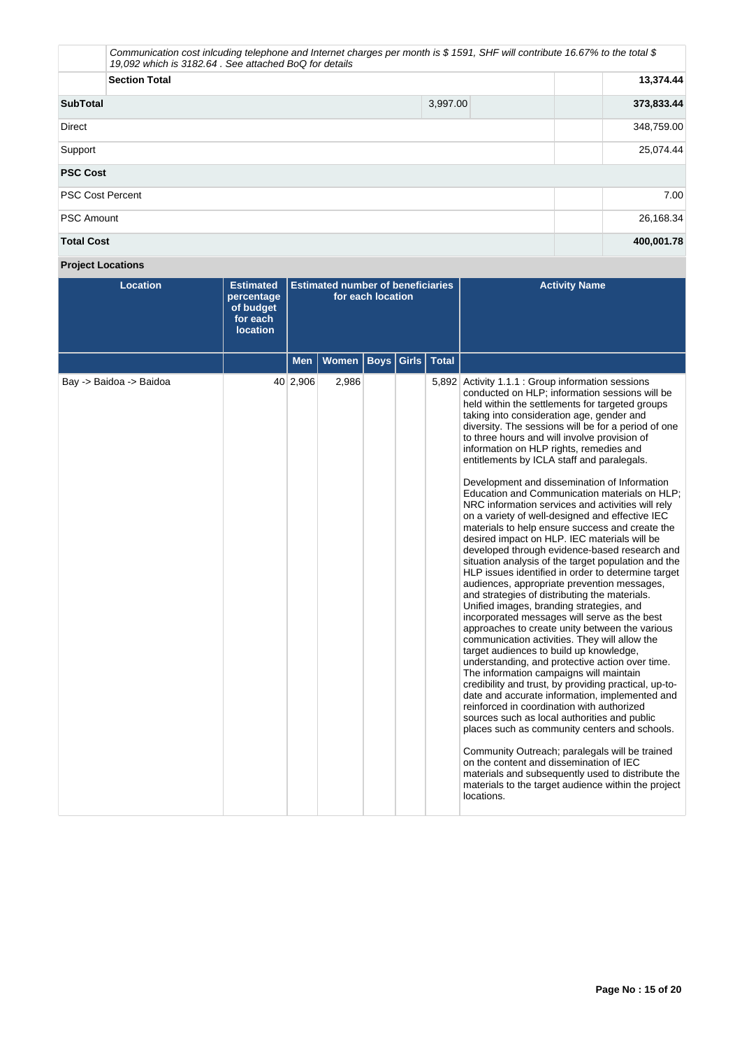| | | | | |
|---|---|---|---|---|
| | *Communication cost inlcuding telephone and Internet charges per month is $ 1591, SHF will contribute 16.67% to the total $ 19,092 which is 3182.64 . See attached BoQ for details* | | | |
| | **Section Total** | | | **13,374.44** |
| **SubTotal** | | 3,997.00 | | **373,833.44** |
| Direct | | | | 348,759.00 |
| Support | | | | 25,074.44 |
| **PSC Cost** | | | | |
| PSC Cost Percent | | | | 7.00 |
| PSC Amount | | | | 26,168.34 |
| **Total Cost** | | | | **400,001.78** |

**Project Locations**

| Location | Estimated percentage of budget for each location | Estimated number of beneficiaries for each location | | | | | Activity Name |
|---|---|---|---|---|---|---|---|
| | | Men | Women | Boys | Girls | Total | |
| Bay -> Baidoa -> Baidoa | 40 | 2,906 | 2,986 | | | 5,892 | Activity 1.1.1 : Group information sessions conducted on HLP; information sessions will be held within the settlements for targeted groups taking into consideration age, gender and diversity. The sessions will be for a period of one to three hours and will involve provision of information on HLP rights, remedies and entitlements by ICLA staff and paralegals.<br><br>Development and dissemination of Information Education and Communication materials on HLP; NRC information services and activities will rely on a variety of well-designed and effective IEC materials to help ensure success and create the desired impact on HLP. IEC materials will be developed through evidence-based research and situation analysis of the target population and the HLP issues identified in order to determine target audiences, appropriate prevention messages, and strategies of distributing the materials. Unified images, branding strategies, and incorporated messages will serve as the best approaches to create unity between the various communication activities. They will allow the target audiences to build up knowledge, understanding, and protective action over time. The information campaigns will maintain credibility and trust, by providing practical, up-to-date and accurate information, implemented and reinforced in coordination with authorized sources such as local authorities and public places such as community centers and schools.<br><br>Community Outreach; paralegals will be trained on the content and dissemination of IEC materials and subsequently used to distribute the materials to the target audience within the project locations. |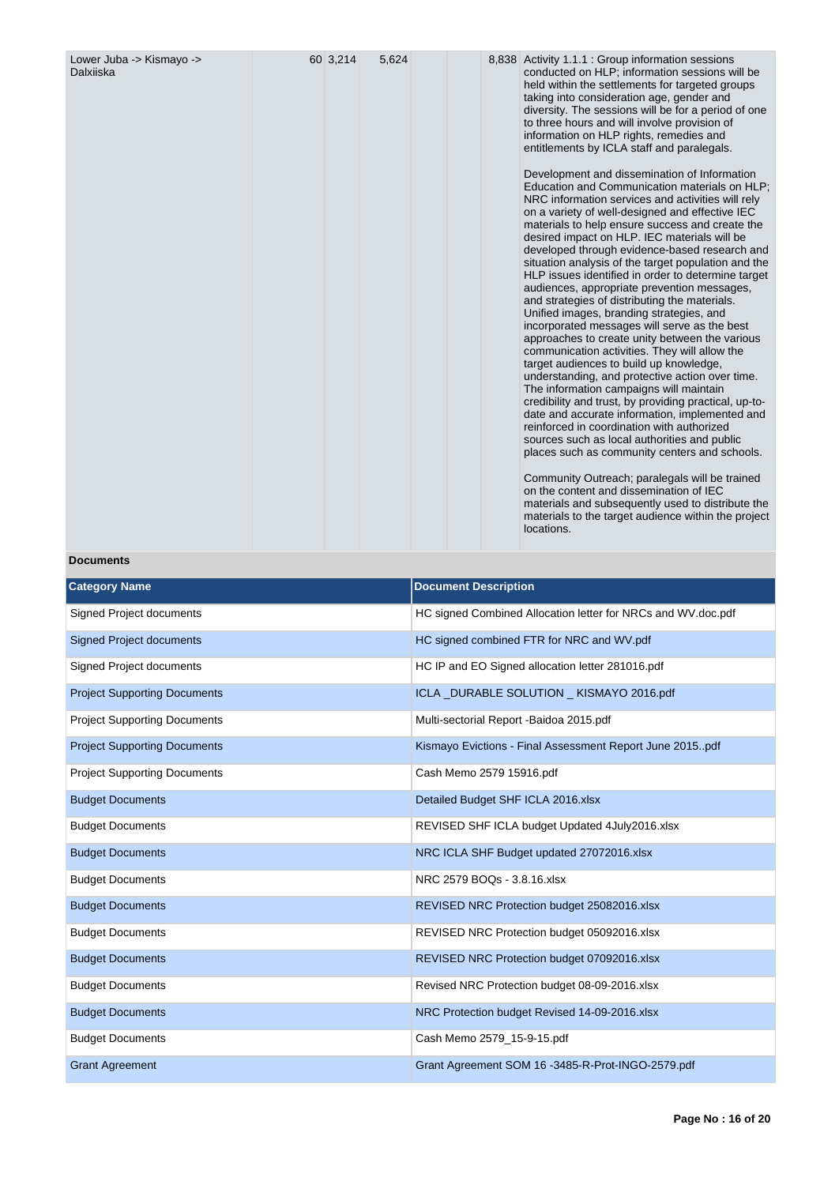| Lower Juba -> Kismayo -> Dalxiiska | | 60 | 3,214 | 5,624 | | | 8,838 | Activity 1.1.1 : Group information sessions conducted on HLP; information sessions will be held within the settlements for targeted groups taking into consideration age, gender and diversity. The sessions will be for a period of one to three hours and will involve provision of information on HLP rights, remedies and entitlements by ICLA staff and paralegals.<br><br>Development and dissemination of Information Education and Communication materials on HLP; NRC information services and activities will rely on a variety of well-designed and effective IEC materials to help ensure success and create the desired impact on HLP. IEC materials will be developed through evidence-based research and situation analysis of the target population and the HLP issues identified in order to determine target audiences, appropriate prevention messages, and strategies of distributing the materials. Unified images, branding strategies, and incorporated messages will serve as the best approaches to create unity between the various communication activities. They will allow the target audiences to build up knowledge, understanding, and protective action over time. The information campaigns will maintain credibility and trust, by providing practical, up-to-date and accurate information, implemented and reinforced in coordination with authorized sources such as local authorities and public places such as community centers and schools.<br><br>Community Outreach; paralegals will be trained on the content and dissemination of IEC materials and subsequently used to distribute the materials to the target audience within the project locations. |
|---|---|---|---|---|---|---|---|---|

**Documents**

| Category Name | Document Description |
|---|---|
| Signed Project documents | HC signed Combined Allocation letter for NRCs and WV.doc.pdf |
| Signed Project documents | HC signed combined FTR for NRC and WV.pdf |
| Signed Project documents | HC IP and EO Signed allocation letter 281016.pdf |
| Project Supporting Documents | ICLA _DURABLE SOLUTION _ KISMAYO 2016.pdf |
| Project Supporting Documents | Multi-sectorial Report -Baidoa 2015.pdf |
| Project Supporting Documents | Kismayo Evictions - Final Assessment Report June 2015..pdf |
| Project Supporting Documents | Cash Memo 2579 15916.pdf |
| Budget Documents | Detailed Budget SHF ICLA 2016.xlsx |
| Budget Documents | REVISED SHF ICLA budget Updated 4July2016.xlsx |
| Budget Documents | NRC ICLA SHF Budget updated 27072016.xlsx |
| Budget Documents | NRC 2579 BOQs - 3.8.16.xlsx |
| Budget Documents | REVISED NRC Protection budget 25082016.xlsx |
| Budget Documents | REVISED NRC Protection budget 05092016.xlsx |
| Budget Documents | REVISED NRC Protection budget 07092016.xlsx |
| Budget Documents | Revised NRC Protection budget 08-09-2016.xlsx |
| Budget Documents | NRC Protection budget Revised 14-09-2016.xlsx |
| Budget Documents | Cash Memo 2579_15-9-15.pdf |
| Grant Agreement | Grant Agreement SOM 16 -3485-R-Prot-INGO-2579.pdf |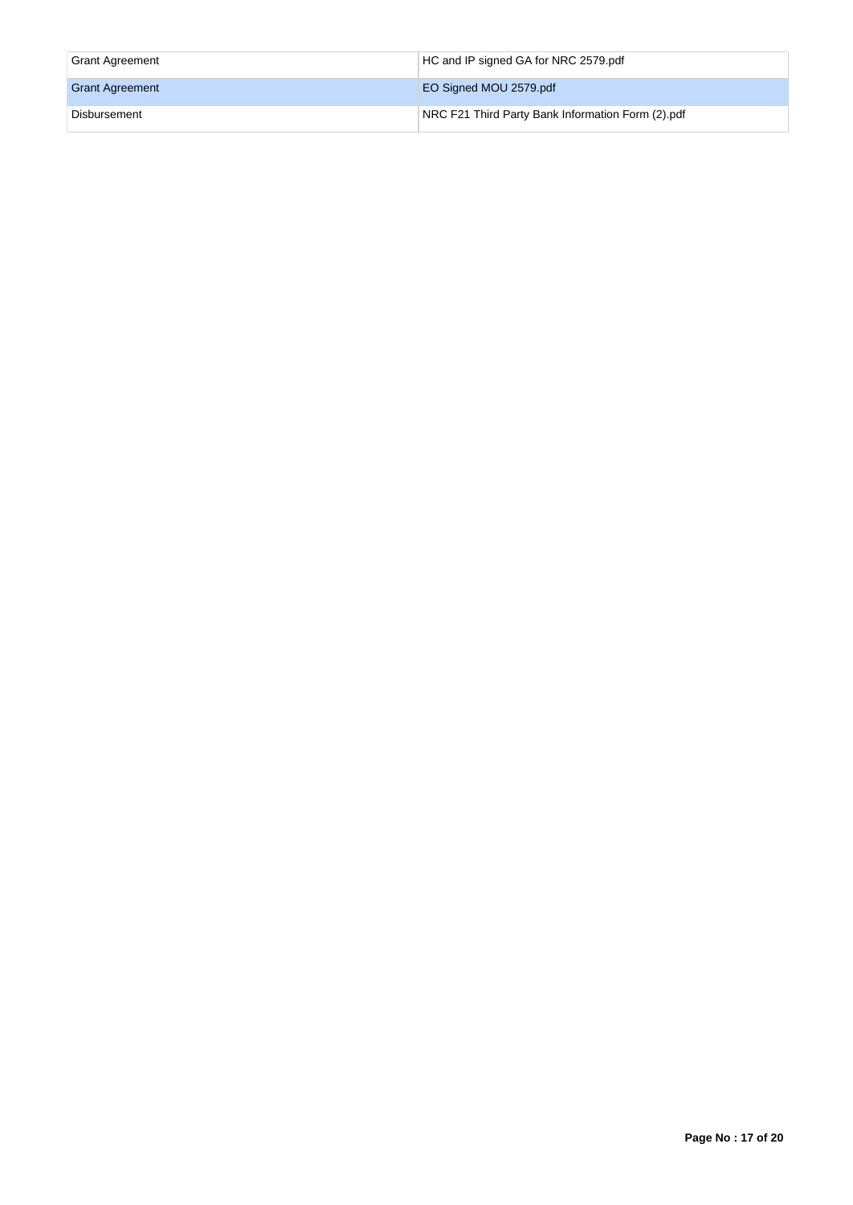| | |
|---|---|
| Grant Agreement | HC and IP signed GA for NRC 2579.pdf |
| Grant Agreement | EO Signed MOU 2579.pdf |
| Disbursement | NRC F21 Third Party Bank Information Form (2).pdf |